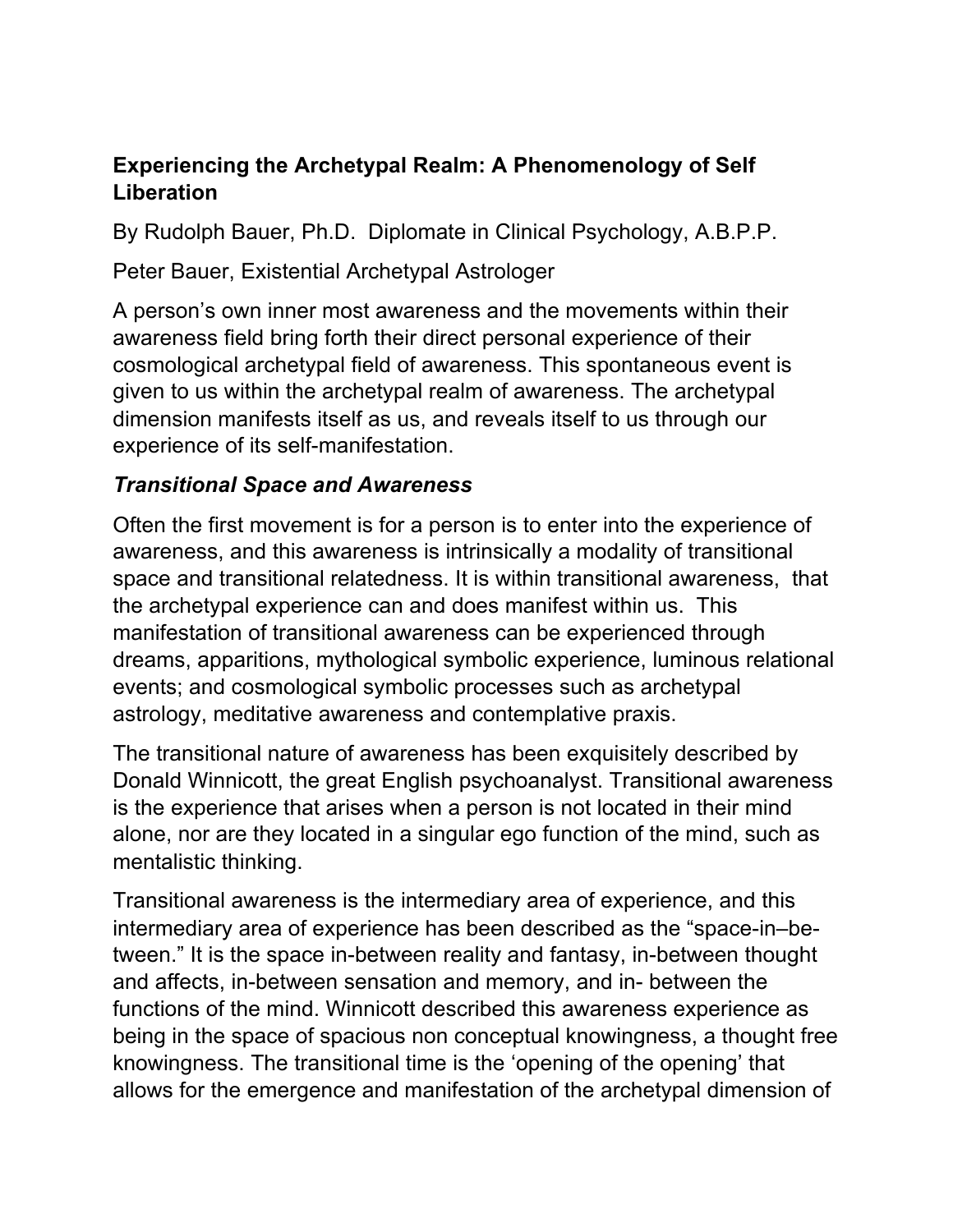# Experiencing the Archetypal Realm: A Phenomenology of Self Liberation

By Rudolph Bauer, Ph.D. Diplomate in Clinical Psychology, A.B.P.P.

Peter Bauer, Existential Archetypal Astrologer

A person's own inner most awareness and the movements within their awareness field bring forth their direct personal experience of their cosmological archetypal field of awareness. This spontaneous event is given to us within the archetypal realm of awareness. The archetypal dimension manifests itself as us, and reveals itself to us through our experience of its self-manifestation.

## *Transitional Space and Awareness*

Often the first movement is for a person is to enter into the experience of awareness, and this awareness is intrinsically a modality of transitional space and transitional relatedness. It is within transitional awareness, that the archetypal experience can and does manifest within us. This manifestation of transitional awareness can be experienced through dreams, apparitions, mythological symbolic experience, luminous relational events; and cosmological symbolic processes such as archetypal astrology, meditative awareness and contemplative praxis.

The transitional nature of awareness has been exquisitely described by Donald Winnicott, the great English psychoanalyst. Transitional awareness is the experience that arises when a person is not located in their mind alone, nor are they located in a singular ego function of the mind, such as mentalistic thinking.

Transitional awareness is the intermediary area of experience, and this intermediary area of experience has been described as the "space-in–be-tween." It is the space in-between reality and fantasy, in-between thought and affects, in-between sensation and memory, and in- between the functions of the mind. Winnicott described this awareness experience as being in the space of spacious non conceptual knowingness, a thought free knowingness. The transitional time is the 'opening of the opening' that allows for the emergence and manifestation of the archetypal dimension of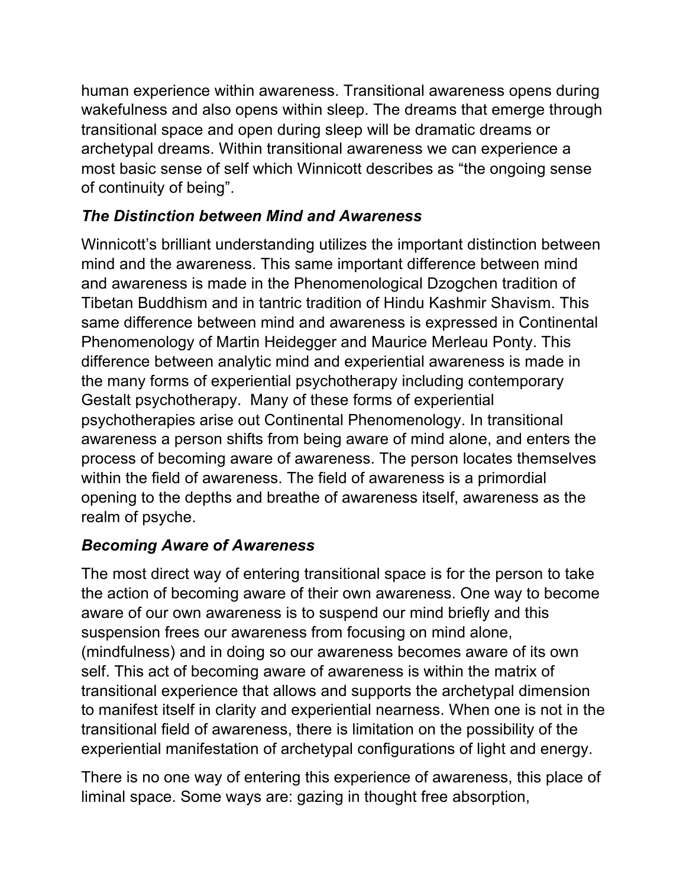human experience within awareness. Transitional awareness opens during wakefulness and also opens within sleep. The dreams that emerge through transitional space and open during sleep will be dramatic dreams or archetypal dreams. Within transitional awareness we can experience a most basic sense of self which Winnicott describes as "the ongoing sense of continuity of being".

### *The Distinction between Mind and Awareness*

Winnicott's brilliant understanding utilizes the important distinction between mind and the awareness. This same important difference between mind and awareness is made in the Phenomenological Dzogchen tradition of Tibetan Buddhism and in tantric tradition of Hindu Kashmir Shavism. This same difference between mind and awareness is expressed in Continental Phenomenology of Martin Heidegger and Maurice Merleau Ponty. This difference between analytic mind and experiential awareness is made in the many forms of experiential psychotherapy including contemporary Gestalt psychotherapy.  Many of these forms of experiential psychotherapies arise out Continental Phenomenology. In transitional awareness a person shifts from being aware of mind alone, and enters the process of becoming aware of awareness. The person locates themselves within the field of awareness. The field of awareness is a primordial opening to the depths and breathe of awareness itself, awareness as the realm of psyche.

### *Becoming Aware of Awareness*

The most direct way of entering transitional space is for the person to take the action of becoming aware of their own awareness. One way to become aware of our own awareness is to suspend our mind briefly and this suspension frees our awareness from focusing on mind alone, (mindfulness) and in doing so our awareness becomes aware of its own self. This act of becoming aware of awareness is within the matrix of transitional experience that allows and supports the archetypal dimension to manifest itself in clarity and experiential nearness. When one is not in the transitional field of awareness, there is limitation on the possibility of the experiential manifestation of archetypal configurations of light and energy.

There is no one way of entering this experience of awareness, this place of liminal space. Some ways are: gazing in thought free absorption,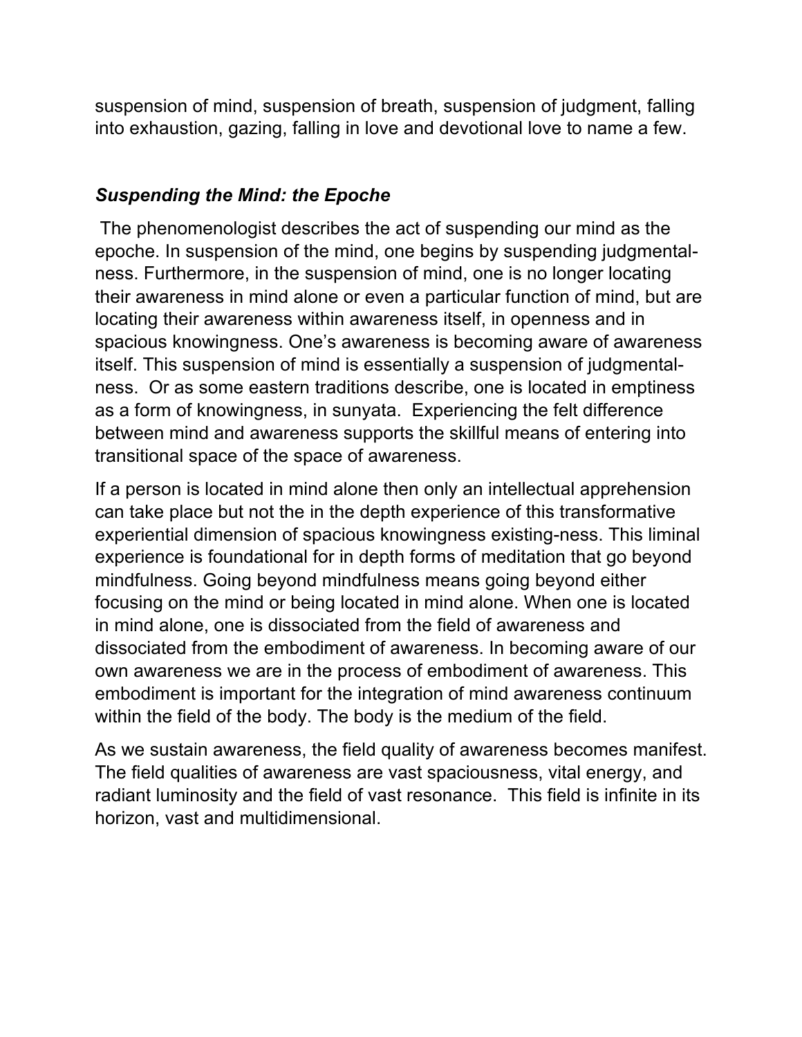suspension of mind, suspension of breath, suspension of judgment, falling into exhaustion, gazing, falling in love and devotional love to name a few.

### *Suspending the Mind: the Epoche*

The phenomenologist describes the act of suspending our mind as the epoche. In suspension of the mind, one begins by suspending judgmental-ness. Furthermore, in the suspension of mind, one is no longer locating their awareness in mind alone or even a particular function of mind, but are locating their awareness within awareness itself, in openness and in spacious knowingness. One's awareness is becoming aware of awareness itself. This suspension of mind is essentially a suspension of judgmental-ness. Or as some eastern traditions describe, one is located in emptiness as a form of knowingness, in sunyata. Experiencing the felt difference between mind and awareness supports the skillful means of entering into transitional space of the space of awareness.

If a person is located in mind alone then only an intellectual apprehension can take place but not the in the depth experience of this transformative experiential dimension of spacious knowingness existing-ness. This liminal experience is foundational for in depth forms of meditation that go beyond mindfulness. Going beyond mindfulness means going beyond either focusing on the mind or being located in mind alone. When one is located in mind alone, one is dissociated from the field of awareness and dissociated from the embodiment of awareness. In becoming aware of our own awareness we are in the process of embodiment of awareness. This embodiment is important for the integration of mind awareness continuum within the field of the body. The body is the medium of the field.

As we sustain awareness, the field quality of awareness becomes manifest. The field qualities of awareness are vast spaciousness, vital energy, and radiant luminosity and the field of vast resonance. This field is infinite in its horizon, vast and multidimensional.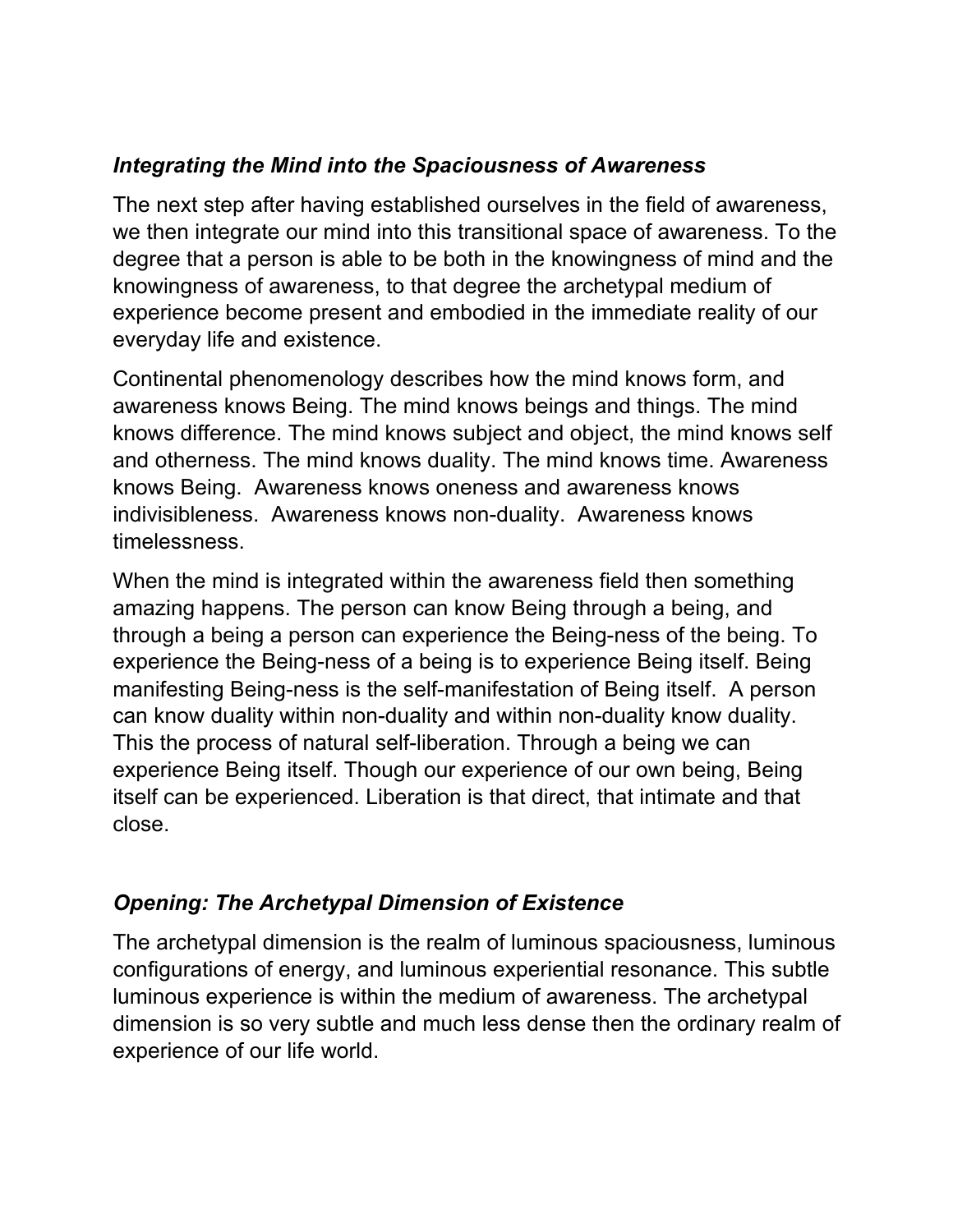### *Integrating the Mind into the Spaciousness of Awareness*

The next step after having established ourselves in the field of awareness, we then integrate our mind into this transitional space of awareness. To the degree that a person is able to be both in the knowingness of mind and the knowingness of awareness, to that degree the archetypal medium of experience become present and embodied in the immediate reality of our everyday life and existence.

Continental phenomenology describes how the mind knows form, and awareness knows Being. The mind knows beings and things. The mind knows difference. The mind knows subject and object, the mind knows self and otherness. The mind knows duality. The mind knows time. Awareness knows Being. Awareness knows oneness and awareness knows indivisibleness. Awareness knows non-duality. Awareness knows timelessness.

When the mind is integrated within the awareness field then something amazing happens. The person can know Being through a being, and through a being a person can experience the Being-ness of the being. To experience the Being-ness of a being is to experience Being itself. Being manifesting Being-ness is the self-manifestation of Being itself. A person can know duality within non-duality and within non-duality know duality. This the process of natural self-liberation. Through a being we can experience Being itself. Though our experience of our own being, Being itself can be experienced. Liberation is that direct, that intimate and that close.

### *Opening: The Archetypal Dimension of Existence*

The archetypal dimension is the realm of luminous spaciousness, luminous configurations of energy, and luminous experiential resonance. This subtle luminous experience is within the medium of awareness. The archetypal dimension is so very subtle and much less dense then the ordinary realm of experience of our life world.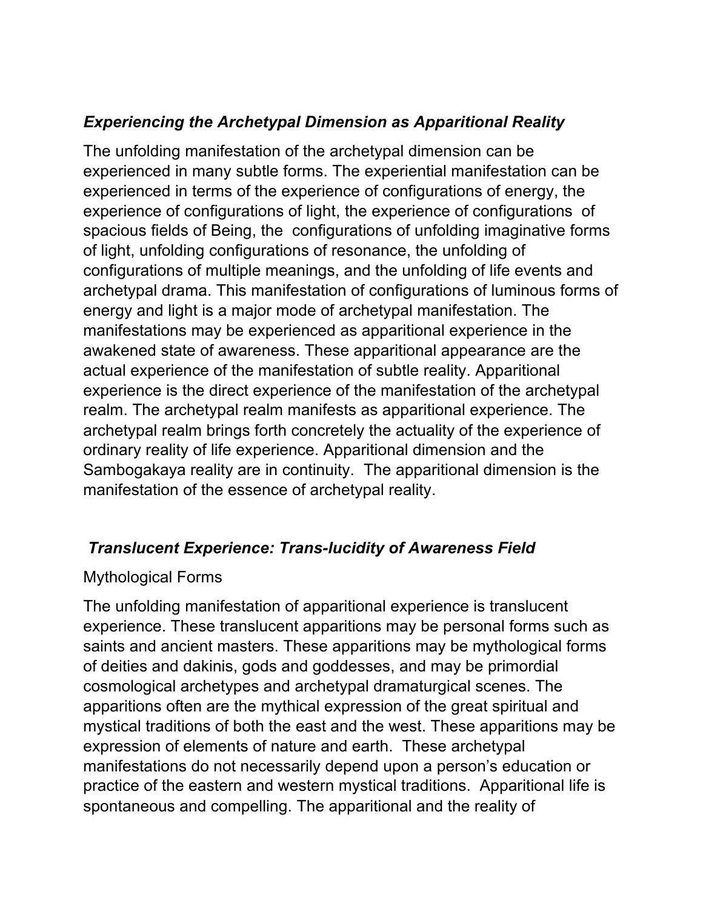### *Experiencing the Archetypal Dimension as Apparitional Reality*

The unfolding manifestation of the archetypal dimension can be experienced in many subtle forms. The experiential manifestation can be experienced in terms of the experience of configurations of energy, the experience of configurations of light, the experience of configurations of spacious fields of Being, the configurations of unfolding imaginative forms of light, unfolding configurations of resonance, the unfolding of configurations of multiple meanings, and the unfolding of life events and archetypal drama. This manifestation of configurations of luminous forms of energy and light is a major mode of archetypal manifestation. The manifestations may be experienced as apparitional experience in the awakened state of awareness. These apparitional appearance are the actual experience of the manifestation of subtle reality. Apparitional experience is the direct experience of the manifestation of the archetypal realm. The archetypal realm manifests as apparitional experience. The archetypal realm brings forth concretely the actuality of the experience of ordinary reality of life experience. Apparitional dimension and the Sambogakaya reality are in continuity. The apparitional dimension is the manifestation of the essence of archetypal reality.

### *Translucent Experience: Trans-lucidity of Awareness Field*

Mythological Forms

The unfolding manifestation of apparitional experience is translucent experience. These translucent apparitions may be personal forms such as saints and ancient masters. These apparitions may be mythological forms of deities and dakinis, gods and goddesses, and may be primordial cosmological archetypes and archetypal dramaturgical scenes. The apparitions often are the mythical expression of the great spiritual and mystical traditions of both the east and the west. These apparitions may be expression of elements of nature and earth. These archetypal manifestations do not necessarily depend upon a person's education or practice of the eastern and western mystical traditions. Apparitional life is spontaneous and compelling. The apparitional and the reality of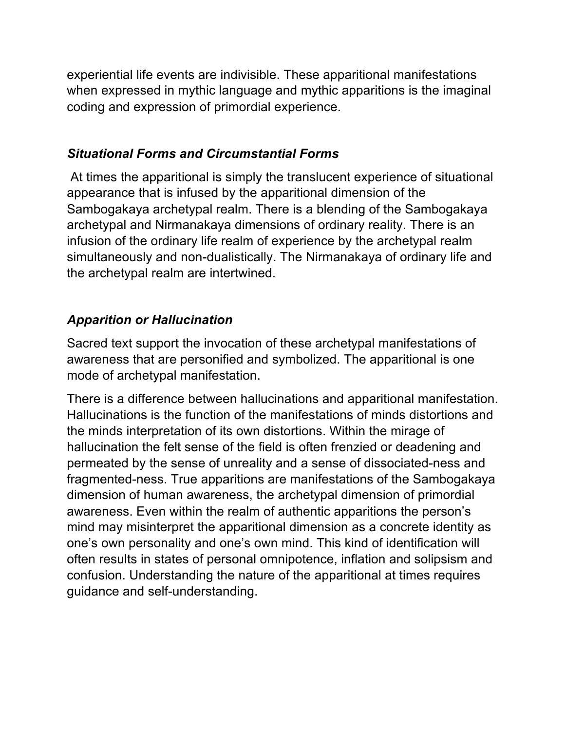experiential life events are indivisible. These apparitional manifestations when expressed in mythic language and mythic apparitions is the imaginal coding and expression of primordial experience.

### *Situational Forms and Circumstantial Forms*

At times the apparitional is simply the translucent experience of situational appearance that is infused by the apparitional dimension of the Sambogakaya archetypal realm. There is a blending of the Sambogakaya archetypal and Nirmanakaya dimensions of ordinary reality. There is an infusion of the ordinary life realm of experience by the archetypal realm simultaneously and non-dualistically. The Nirmanakaya of ordinary life and the archetypal realm are intertwined.

### *Apparition or Hallucination*

Sacred text support the invocation of these archetypal manifestations of awareness that are personified and symbolized. The apparitional is one mode of archetypal manifestation.

There is a difference between hallucinations and apparitional manifestation. Hallucinations is the function of the manifestations of minds distortions and the minds interpretation of its own distortions. Within the mirage of hallucination the felt sense of the field is often frenzied or deadening and permeated by the sense of unreality and a sense of dissociated-ness and fragmented-ness. True apparitions are manifestations of the Sambogakaya dimension of human awareness, the archetypal dimension of primordial awareness. Even within the realm of authentic apparitions the person's mind may misinterpret the apparitional dimension as a concrete identity as one's own personality and one's own mind. This kind of identification will often results in states of personal omnipotence, inflation and solipsism and confusion. Understanding the nature of the apparitional at times requires guidance and self-understanding.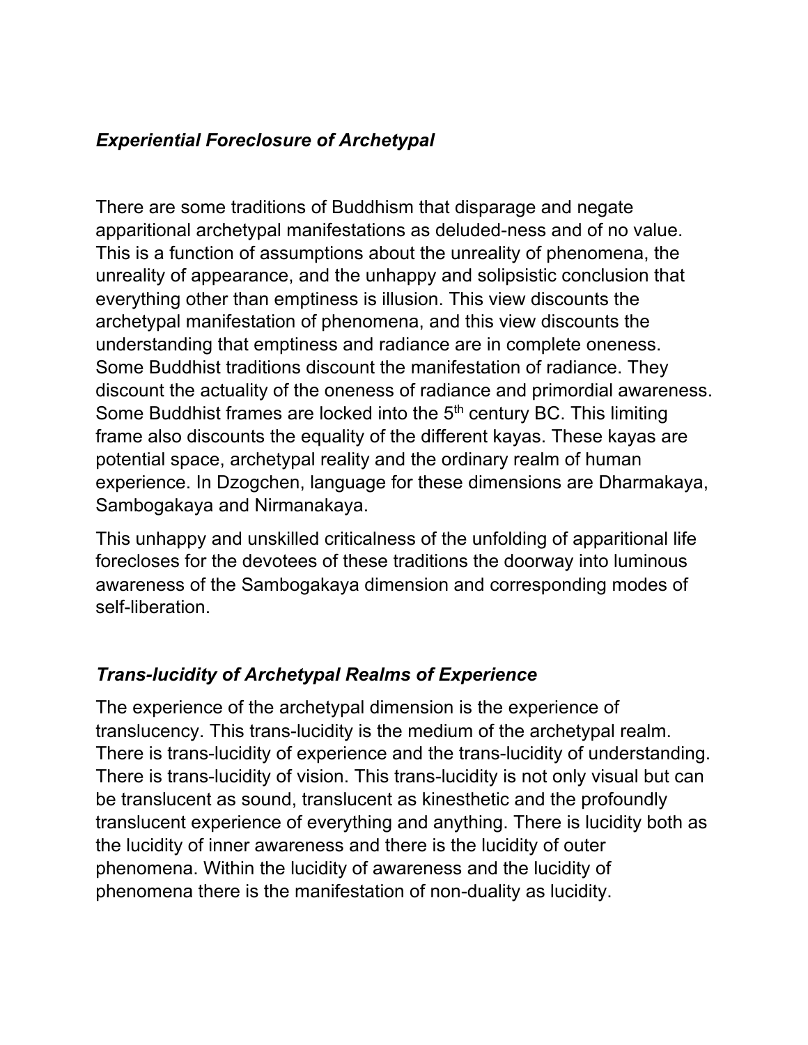### ***Experiential Foreclosure of Archetypal***

There are some traditions of Buddhism that disparage and negate apparitional archetypal manifestations as deluded-ness and of no value. This is a function of assumptions about the unreality of phenomena, the unreality of appearance, and the unhappy and solipsistic conclusion that everything other than emptiness is illusion. This view discounts the archetypal manifestation of phenomena, and this view discounts the understanding that emptiness and radiance are in complete oneness. Some Buddhist traditions discount the manifestation of radiance. They discount the actuality of the oneness of radiance and primordial awareness. Some Buddhist frames are locked into the 5th century BC. This limiting frame also discounts the equality of the different kayas. These kayas are potential space, archetypal reality and the ordinary realm of human experience. In Dzogchen, language for these dimensions are Dharmakaya, Sambogakaya and Nirmanakaya.

This unhappy and unskilled criticalness of the unfolding of apparitional life forecloses for the devotees of these traditions the doorway into luminous awareness of the Sambogakaya dimension and corresponding modes of self-liberation.

### ***Trans-lucidity of Archetypal Realms of Experience***

The experience of the archetypal dimension is the experience of translucency. This trans-lucidity is the medium of the archetypal realm. There is trans-lucidity of experience and the trans-lucidity of understanding. There is trans-lucidity of vision. This trans-lucidity is not only visual but can be translucent as sound, translucent as kinesthetic and the profoundly translucent experience of everything and anything. There is lucidity both as the lucidity of inner awareness and there is the lucidity of outer phenomena. Within the lucidity of awareness and the lucidity of phenomena there is the manifestation of non-duality as lucidity.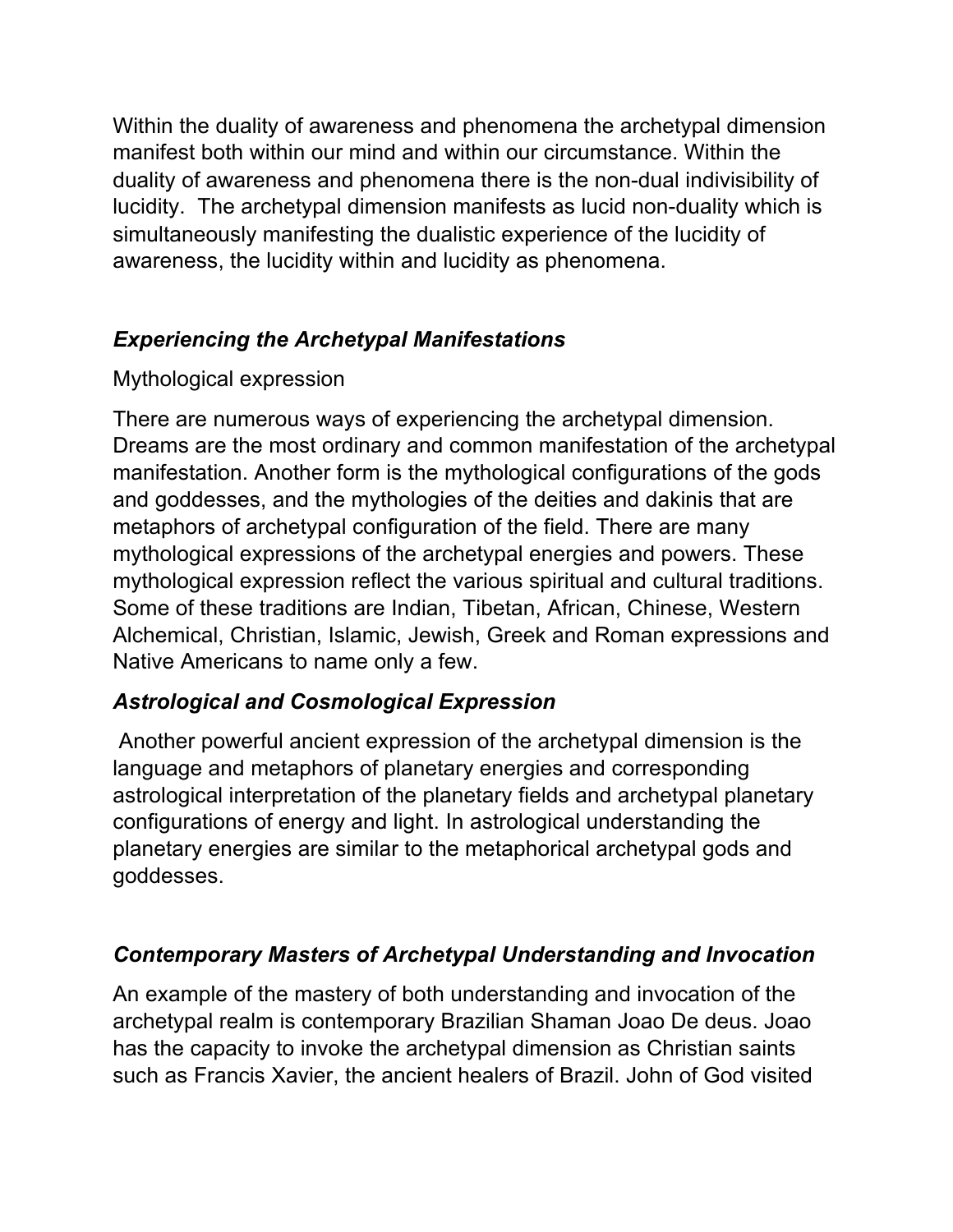Within the duality of awareness and phenomena the archetypal dimension manifest both within our mind and within our circumstance. Within the duality of awareness and phenomena there is the non-dual indivisibility of lucidity. The archetypal dimension manifests as lucid non-duality which is simultaneously manifesting the dualistic experience of the lucidity of awareness, the lucidity within and lucidity as phenomena.

### ***Experiencing the Archetypal Manifestations***

Mythological expression

There are numerous ways of experiencing the archetypal dimension. Dreams are the most ordinary and common manifestation of the archetypal manifestation. Another form is the mythological configurations of the gods and goddesses, and the mythologies of the deities and dakinis that are metaphors of archetypal configuration of the field. There are many mythological expressions of the archetypal energies and powers. These mythological expression reflect the various spiritual and cultural traditions. Some of these traditions are Indian, Tibetan, African, Chinese, Western Alchemical, Christian, Islamic, Jewish, Greek and Roman expressions and Native Americans to name only a few.

### ***Astrological and Cosmological Expression***

Another powerful ancient expression of the archetypal dimension is the language and metaphors of planetary energies and corresponding astrological interpretation of the planetary fields and archetypal planetary configurations of energy and light. In astrological understanding the planetary energies are similar to the metaphorical archetypal gods and goddesses.

### ***Contemporary Masters of Archetypal Understanding and Invocation***

An example of the mastery of both understanding and invocation of the archetypal realm is contemporary Brazilian Shaman Joao De deus. Joao has the capacity to invoke the archetypal dimension as Christian saints such as Francis Xavier, the ancient healers of Brazil. John of God visited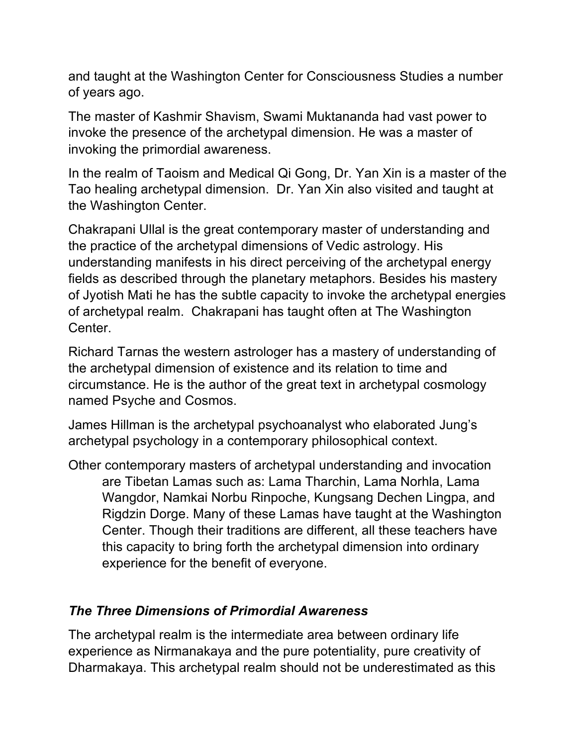and taught at the Washington Center for Consciousness Studies a number of years ago.

The master of Kashmir Shavism, Swami Muktananda had vast power to invoke the presence of the archetypal dimension. He was a master of invoking the primordial awareness.

In the realm of Taoism and Medical Qi Gong, Dr. Yan Xin is a master of the Tao healing archetypal dimension. Dr. Yan Xin also visited and taught at the Washington Center.

Chakrapani Ullal is the great contemporary master of understanding and the practice of the archetypal dimensions of Vedic astrology. His understanding manifests in his direct perceiving of the archetypal energy fields as described through the planetary metaphors. Besides his mastery of Jyotish Mati he has the subtle capacity to invoke the archetypal energies of archetypal realm. Chakrapani has taught often at The Washington Center.

Richard Tarnas the western astrologer has a mastery of understanding of the archetypal dimension of existence and its relation to time and circumstance. He is the author of the great text in archetypal cosmology named Psyche and Cosmos.

James Hillman is the archetypal psychoanalyst who elaborated Jung's archetypal psychology in a contemporary philosophical context.

Other contemporary masters of archetypal understanding and invocation are Tibetan Lamas such as: Lama Tharchin, Lama Norhla, Lama Wangdor, Namkai Norbu Rinpoche, Kungsang Dechen Lingpa, and Rigdzin Dorge. Many of these Lamas have taught at the Washington Center. Though their traditions are different, all these teachers have this capacity to bring forth the archetypal dimension into ordinary experience for the benefit of everyone.

### *The Three Dimensions of Primordial Awareness*

The archetypal realm is the intermediate area between ordinary life experience as Nirmanakaya and the pure potentiality, pure creativity of Dharmakaya. This archetypal realm should not be underestimated as this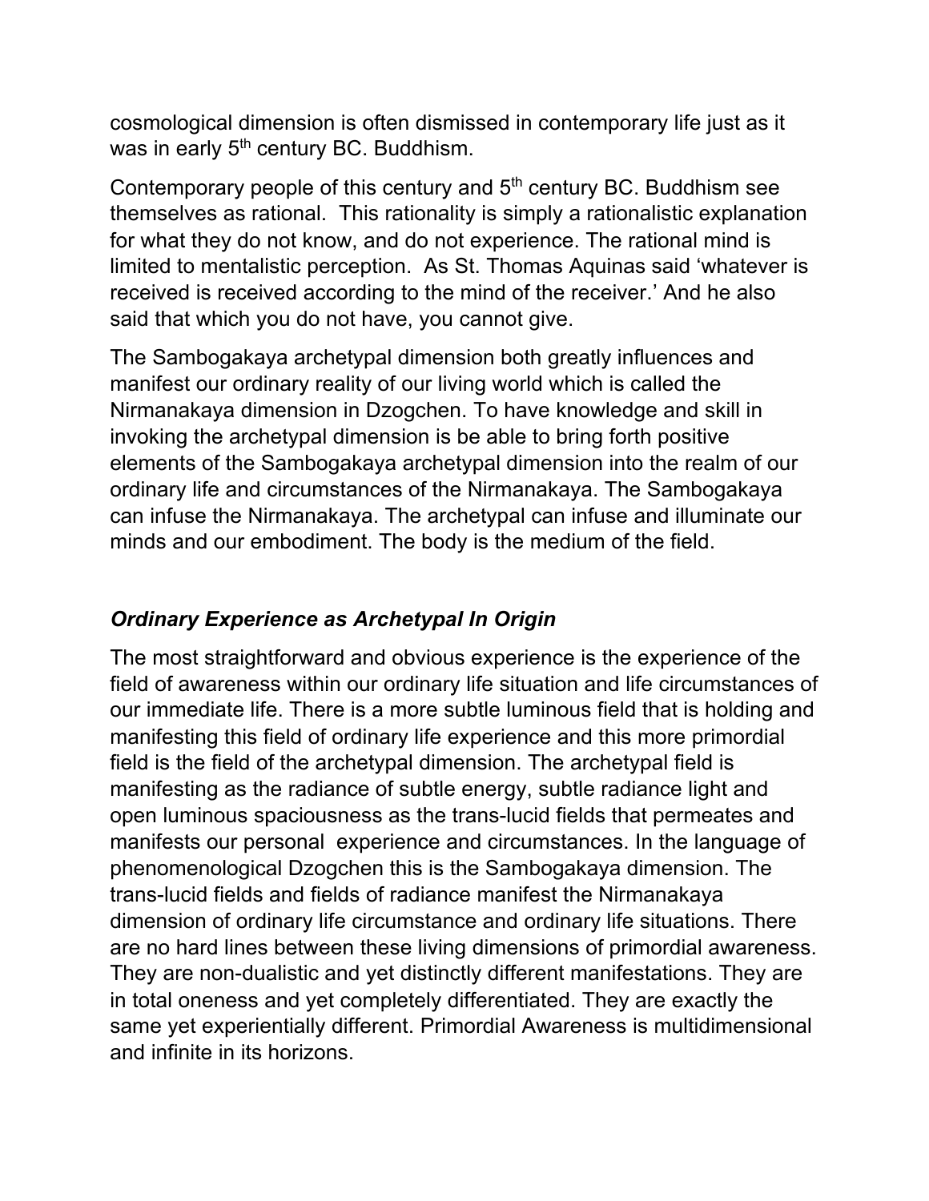cosmological dimension is often dismissed in contemporary life just as it was in early 5th century BC. Buddhism.

Contemporary people of this century and 5th century BC. Buddhism see themselves as rational.  This rationality is simply a rationalistic explanation for what they do not know, and do not experience. The rational mind is limited to mentalistic perception.  As St. Thomas Aquinas said 'whatever is received is received according to the mind of the receiver.' And he also said that which you do not have, you cannot give.

The Sambogakaya archetypal dimension both greatly influences and manifest our ordinary reality of our living world which is called the Nirmanakaya dimension in Dzogchen. To have knowledge and skill in invoking the archetypal dimension is be able to bring forth positive elements of the Sambogakaya archetypal dimension into the realm of our ordinary life and circumstances of the Nirmanakaya. The Sambogakaya can infuse the Nirmanakaya. The archetypal can infuse and illuminate our minds and our embodiment. The body is the medium of the field.

### *Ordinary Experience as Archetypal In Origin*

The most straightforward and obvious experience is the experience of the field of awareness within our ordinary life situation and life circumstances of our immediate life. There is a more subtle luminous field that is holding and manifesting this field of ordinary life experience and this more primordial field is the field of the archetypal dimension. The archetypal field is manifesting as the radiance of subtle energy, subtle radiance light and open luminous spaciousness as the trans-lucid fields that permeates and manifests our personal  experience and circumstances. In the language of phenomenological Dzogchen this is the Sambogakaya dimension. The trans-lucid fields and fields of radiance manifest the Nirmanakaya dimension of ordinary life circumstance and ordinary life situations. There are no hard lines between these living dimensions of primordial awareness. They are non-dualistic and yet distinctly different manifestations. They are in total oneness and yet completely differentiated. They are exactly the same yet experientially different. Primordial Awareness is multidimensional and infinite in its horizons.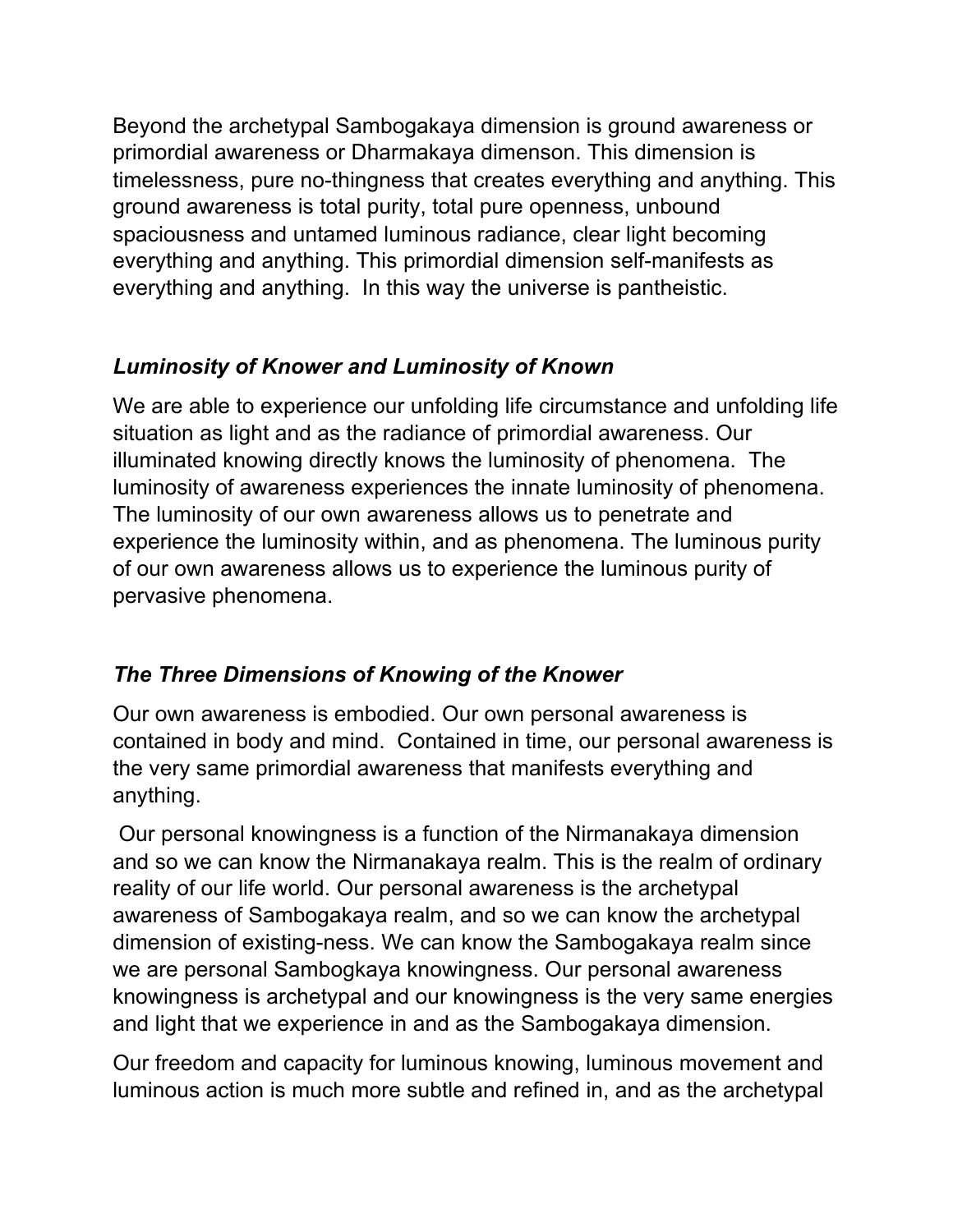Beyond the archetypal Sambogakaya dimension is ground awareness or primordial awareness or Dharmakaya dimenson. This dimension is timelessness, pure no-thingness that creates everything and anything. This ground awareness is total purity, total pure openness, unbound spaciousness and untamed luminous radiance, clear light becoming everything and anything. This primordial dimension self-manifests as everything and anything. In this way the universe is pantheistic.

### *Luminosity of Knower and Luminosity of Known*

We are able to experience our unfolding life circumstance and unfolding life situation as light and as the radiance of primordial awareness. Our illuminated knowing directly knows the luminosity of phenomena. The luminosity of awareness experiences the innate luminosity of phenomena. The luminosity of our own awareness allows us to penetrate and experience the luminosity within, and as phenomena. The luminous purity of our own awareness allows us to experience the luminous purity of pervasive phenomena.

### *The Three Dimensions of Knowing of the Knower*

Our own awareness is embodied. Our own personal awareness is contained in body and mind. Contained in time, our personal awareness is the very same primordial awareness that manifests everything and anything.

Our personal knowingness is a function of the Nirmanakaya dimension and so we can know the Nirmanakaya realm. This is the realm of ordinary reality of our life world. Our personal awareness is the archetypal awareness of Sambogakaya realm, and so we can know the archetypal dimension of existing-ness. We can know the Sambogakaya realm since we are personal Sambogkaya knowingness. Our personal awareness knowingness is archetypal and our knowingness is the very same energies and light that we experience in and as the Sambogakaya dimension.

Our freedom and capacity for luminous knowing, luminous movement and luminous action is much more subtle and refined in, and as the archetypal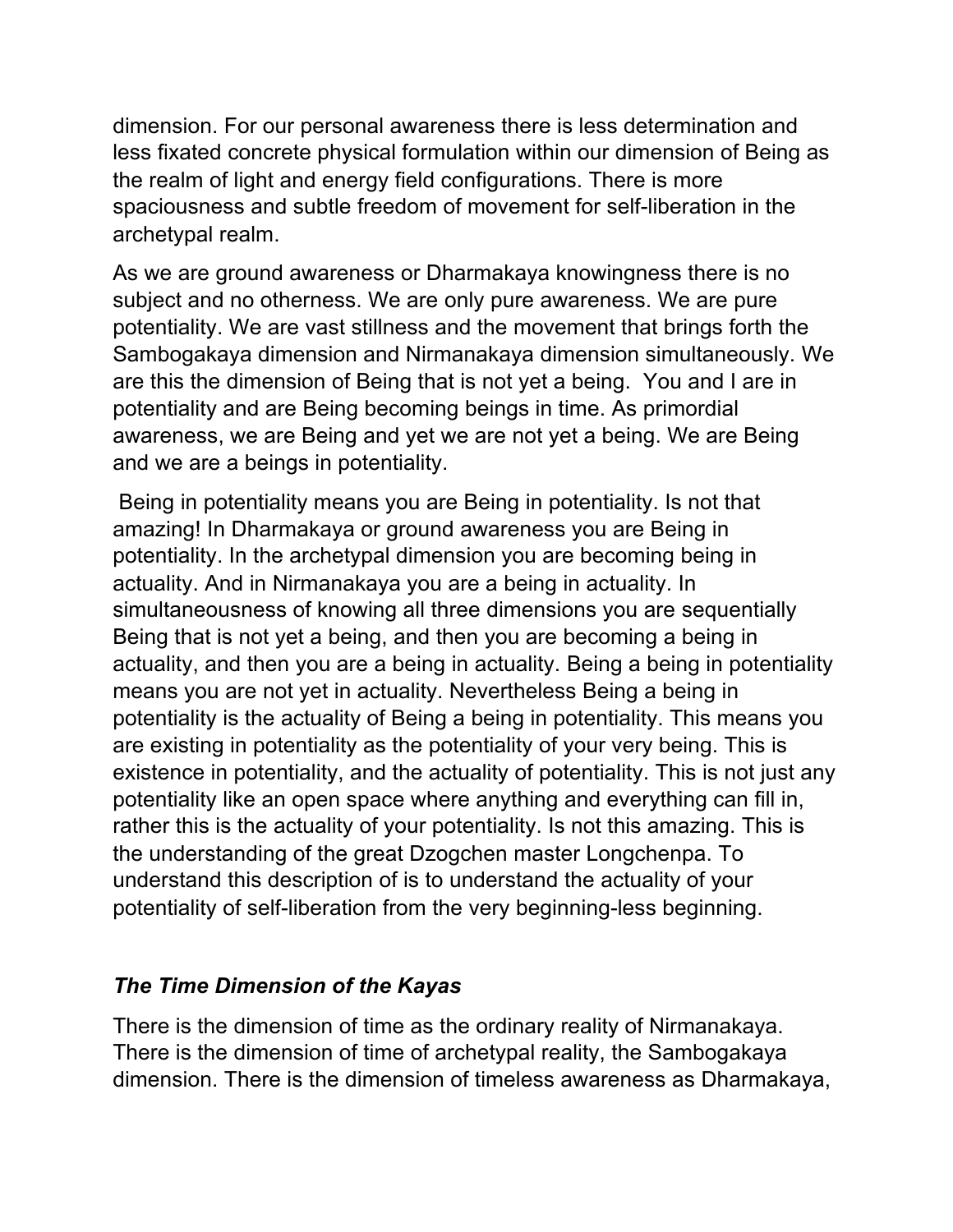dimension. For our personal awareness there is less determination and less fixated concrete physical formulation within our dimension of Being as the realm of light and energy field configurations. There is more spaciousness and subtle freedom of movement for self-liberation in the archetypal realm.

As we are ground awareness or Dharmakaya knowingness there is no subject and no otherness. We are only pure awareness. We are pure potentiality. We are vast stillness and the movement that brings forth the Sambogakaya dimension and Nirmanakaya dimension simultaneously. We are this the dimension of Being that is not yet a being. You and I are in potentiality and are Being becoming beings in time. As primordial awareness, we are Being and yet we are not yet a being. We are Being and we are a beings in potentiality.

Being in potentiality means you are Being in potentiality. Is not that amazing! In Dharmakaya or ground awareness you are Being in potentiality. In the archetypal dimension you are becoming being in actuality. And in Nirmanakaya you are a being in actuality. In simultaneousness of knowing all three dimensions you are sequentially Being that is not yet a being, and then you are becoming a being in actuality, and then you are a being in actuality. Being a being in potentiality means you are not yet in actuality. Nevertheless Being a being in potentiality is the actuality of Being a being in potentiality. This means you are existing in potentiality as the potentiality of your very being. This is existence in potentiality, and the actuality of potentiality. This is not just any potentiality like an open space where anything and everything can fill in, rather this is the actuality of your potentiality. Is not this amazing. This is the understanding of the great Dzogchen master Longchenpa. To understand this description of is to understand the actuality of your potentiality of self-liberation from the very beginning-less beginning.

### *The Time Dimension of the Kayas*

There is the dimension of time as the ordinary reality of Nirmanakaya. There is the dimension of time of archetypal reality, the Sambogakaya dimension. There is the dimension of timeless awareness as Dharmakaya,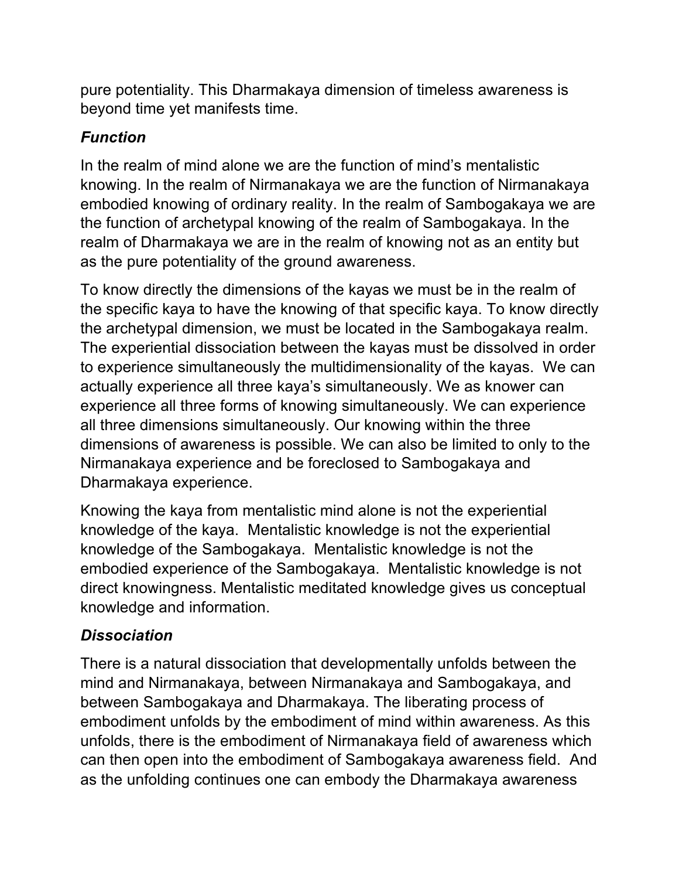pure potentiality. This Dharmakaya dimension of timeless awareness is beyond time yet manifests time.

### *Function*

In the realm of mind alone we are the function of mind's mentalistic knowing. In the realm of Nirmanakaya we are the function of Nirmanakaya embodied knowing of ordinary reality. In the realm of Sambogakaya we are the function of archetypal knowing of the realm of Sambogakaya. In the realm of Dharmakaya we are in the realm of knowing not as an entity but as the pure potentiality of the ground awareness.

To know directly the dimensions of the kayas we must be in the realm of the specific kaya to have the knowing of that specific kaya. To know directly the archetypal dimension, we must be located in the Sambogakaya realm. The experiential dissociation between the kayas must be dissolved in order to experience simultaneously the multidimensionality of the kayas. We can actually experience all three kaya's simultaneously. We as knower can experience all three forms of knowing simultaneously. We can experience all three dimensions simultaneously. Our knowing within the three dimensions of awareness is possible. We can also be limited to only to the Nirmanakaya experience and be foreclosed to Sambogakaya and Dharmakaya experience.

Knowing the kaya from mentalistic mind alone is not the experiential knowledge of the kaya. Mentalistic knowledge is not the experiential knowledge of the Sambogakaya. Mentalistic knowledge is not the embodied experience of the Sambogakaya. Mentalistic knowledge is not direct knowingness. Mentalistic meditated knowledge gives us conceptual knowledge and information.

### *Dissociation*

There is a natural dissociation that developmentally unfolds between the mind and Nirmanakaya, between Nirmanakaya and Sambogakaya, and between Sambogakaya and Dharmakaya. The liberating process of embodiment unfolds by the embodiment of mind within awareness. As this unfolds, there is the embodiment of Nirmanakaya field of awareness which can then open into the embodiment of Sambogakaya awareness field. And as the unfolding continues one can embody the Dharmakaya awareness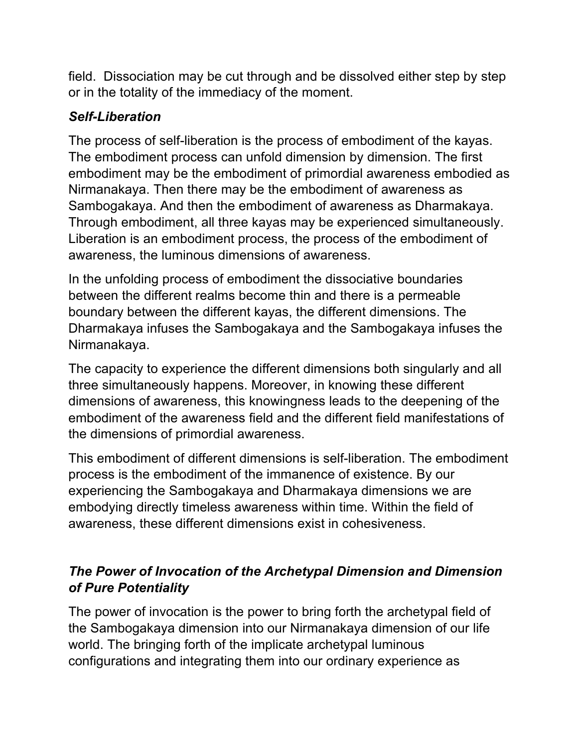field. Dissociation may be cut through and be dissolved either step by step or in the totality of the immediacy of the moment.

### *Self-Liberation*

The process of self-liberation is the process of embodiment of the kayas. The embodiment process can unfold dimension by dimension. The first embodiment may be the embodiment of primordial awareness embodied as Nirmanakaya. Then there may be the embodiment of awareness as Sambogakaya. And then the embodiment of awareness as Dharmakaya. Through embodiment, all three kayas may be experienced simultaneously. Liberation is an embodiment process, the process of the embodiment of awareness, the luminous dimensions of awareness.

In the unfolding process of embodiment the dissociative boundaries between the different realms become thin and there is a permeable boundary between the different kayas, the different dimensions. The Dharmakaya infuses the Sambogakaya and the Sambogakaya infuses the Nirmanakaya.

The capacity to experience the different dimensions both singularly and all three simultaneously happens. Moreover, in knowing these different dimensions of awareness, this knowingness leads to the deepening of the embodiment of the awareness field and the different field manifestations of the dimensions of primordial awareness.

This embodiment of different dimensions is self-liberation. The embodiment process is the embodiment of the immanence of existence. By our experiencing the Sambogakaya and Dharmakaya dimensions we are embodying directly timeless awareness within time. Within the field of awareness, these different dimensions exist in cohesiveness.

### *The Power of Invocation of the Archetypal Dimension and Dimension of Pure Potentiality*

The power of invocation is the power to bring forth the archetypal field of the Sambogakaya dimension into our Nirmanakaya dimension of our life world. The bringing forth of the implicate archetypal luminous configurations and integrating them into our ordinary experience as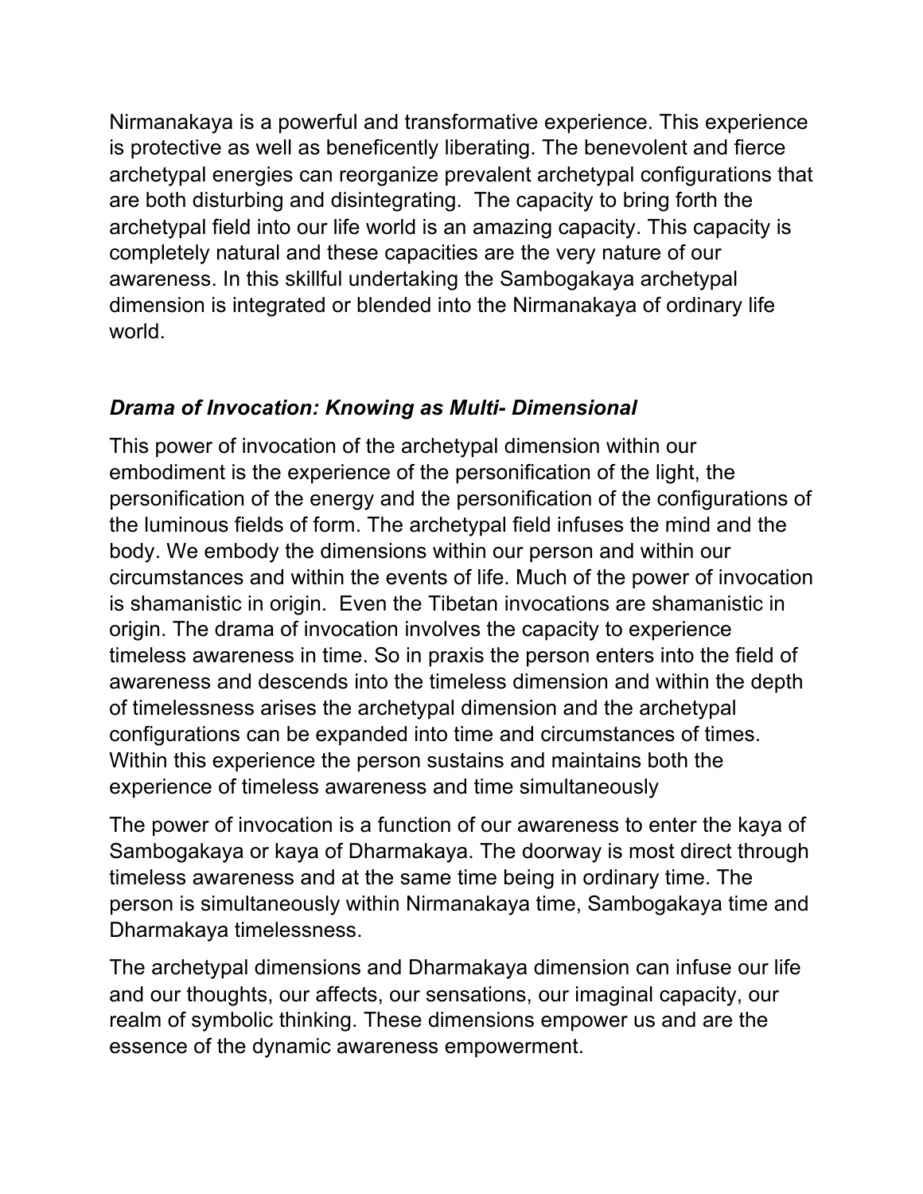Nirmanakaya is a powerful and transformative experience. This experience is protective as well as beneficently liberating. The benevolent and fierce archetypal energies can reorganize prevalent archetypal configurations that are both disturbing and disintegrating.  The capacity to bring forth the archetypal field into our life world is an amazing capacity. This capacity is completely natural and these capacities are the very nature of our awareness. In this skillful undertaking the Sambogakaya archetypal dimension is integrated or blended into the Nirmanakaya of ordinary life world.

### ***Drama of Invocation: Knowing as Multi- Dimensional***

This power of invocation of the archetypal dimension within our embodiment is the experience of the personification of the light, the personification of the energy and the personification of the configurations of the luminous fields of form. The archetypal field infuses the mind and the body. We embody the dimensions within our person and within our circumstances and within the events of life. Much of the power of invocation is shamanistic in origin.  Even the Tibetan invocations are shamanistic in origin. The drama of invocation involves the capacity to experience timeless awareness in time. So in praxis the person enters into the field of awareness and descends into the timeless dimension and within the depth of timelessness arises the archetypal dimension and the archetypal configurations can be expanded into time and circumstances of times. Within this experience the person sustains and maintains both the experience of timeless awareness and time simultaneously

The power of invocation is a function of our awareness to enter the kaya of Sambogakaya or kaya of Dharmakaya. The doorway is most direct through timeless awareness and at the same time being in ordinary time. The person is simultaneously within Nirmanakaya time, Sambogakaya time and Dharmakaya timelessness.

The archetypal dimensions and Dharmakaya dimension can infuse our life and our thoughts, our affects, our sensations, our imaginal capacity, our realm of symbolic thinking. These dimensions empower us and are the essence of the dynamic awareness empowerment.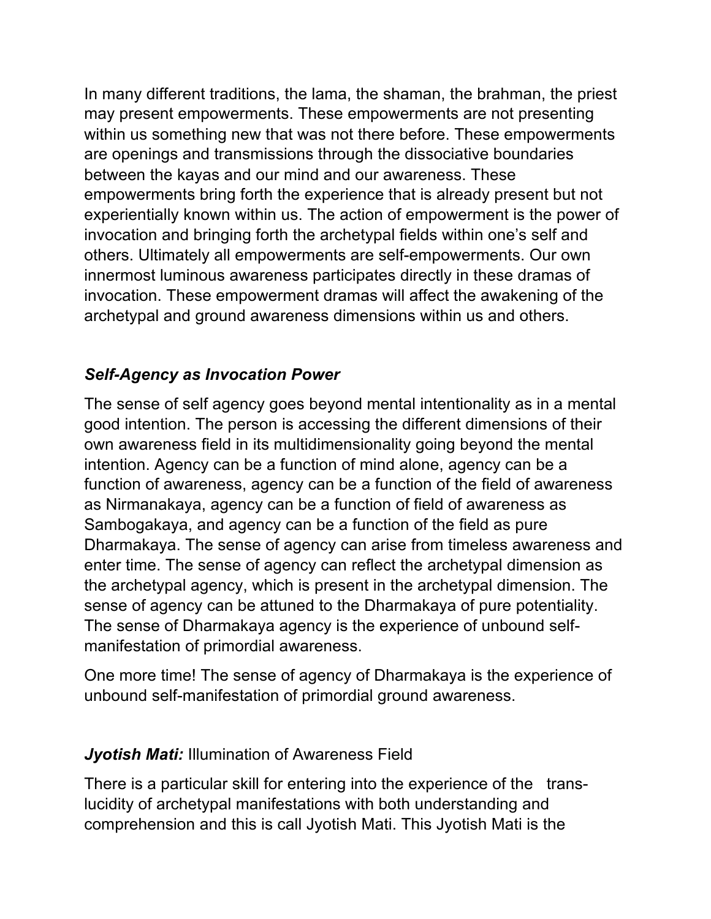In many different traditions, the lama, the shaman, the brahman, the priest may present empowerments. These empowerments are not presenting within us something new that was not there before. These empowerments are openings and transmissions through the dissociative boundaries between the kayas and our mind and our awareness. These empowerments bring forth the experience that is already present but not experientially known within us. The action of empowerment is the power of invocation and bringing forth the archetypal fields within one's self and others. Ultimately all empowerments are self-empowerments. Our own innermost luminous awareness participates directly in these dramas of invocation. These empowerment dramas will affect the awakening of the archetypal and ground awareness dimensions within us and others.

### *Self-Agency as Invocation Power*

The sense of self agency goes beyond mental intentionality as in a mental good intention. The person is accessing the different dimensions of their own awareness field in its multidimensionality going beyond the mental intention. Agency can be a function of mind alone, agency can be a function of awareness, agency can be a function of the field of awareness as Nirmanakaya, agency can be a function of field of awareness as Sambogakaya, and agency can be a function of the field as pure Dharmakaya. The sense of agency can arise from timeless awareness and enter time. The sense of agency can reflect the archetypal dimension as the archetypal agency, which is present in the archetypal dimension. The sense of agency can be attuned to the Dharmakaya of pure potentiality. The sense of Dharmakaya agency is the experience of unbound self-manifestation of primordial awareness.

One more time! The sense of agency of Dharmakaya is the experience of unbound self-manifestation of primordial ground awareness.

### ***Jyotish Mati:*** Illumination of Awareness Field

There is a particular skill for entering into the experience of the trans-lucidity of archetypal manifestations with both understanding and comprehension and this is call Jyotish Mati. This Jyotish Mati is the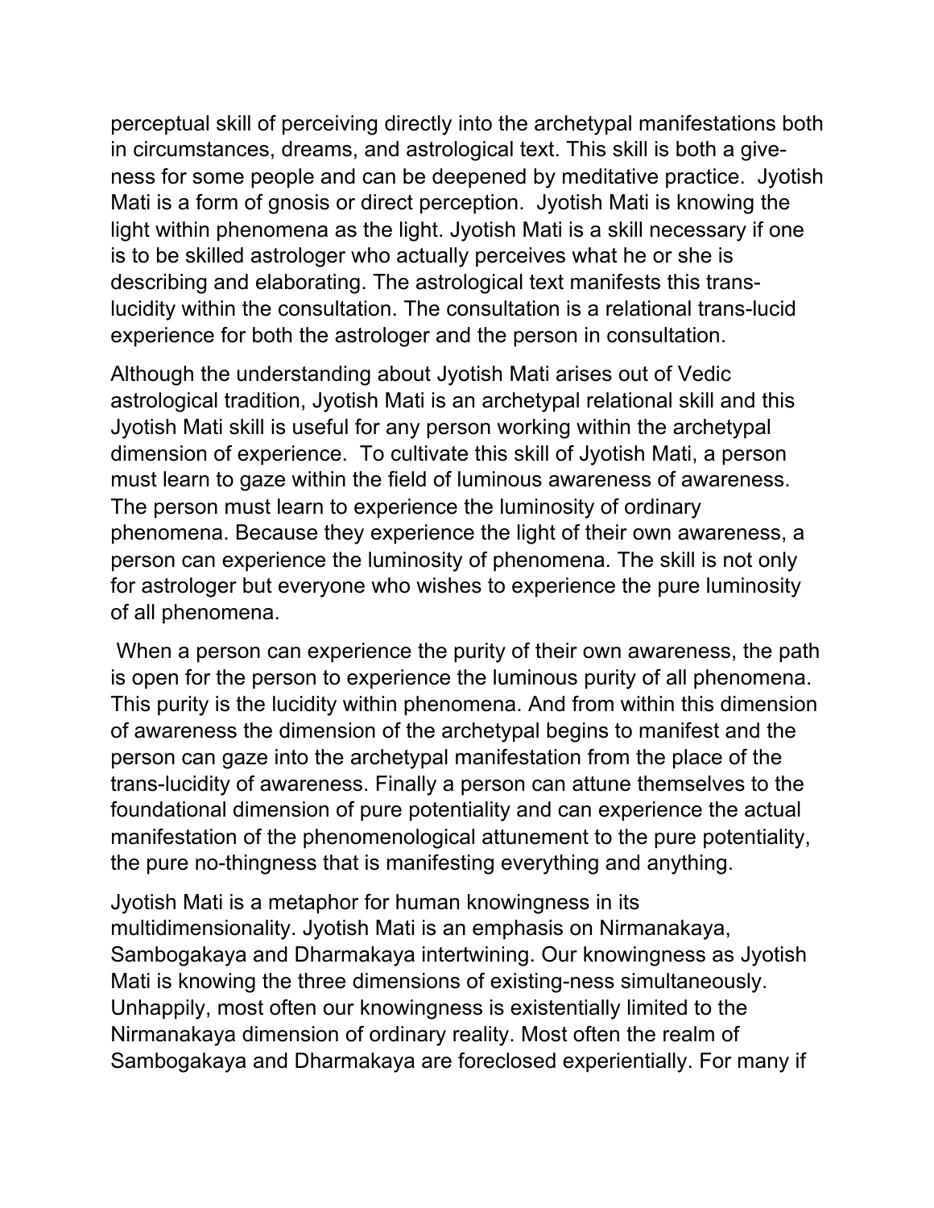perceptual skill of perceiving directly into the archetypal manifestations both in circumstances, dreams, and astrological text. This skill is both a give-ness for some people and can be deepened by meditative practice. Jyotish Mati is a form of gnosis or direct perception. Jyotish Mati is knowing the light within phenomena as the light. Jyotish Mati is a skill necessary if one is to be skilled astrologer who actually perceives what he or she is describing and elaborating. The astrological text manifests this trans-lucidity within the consultation. The consultation is a relational trans-lucid experience for both the astrologer and the person in consultation.

Although the understanding about Jyotish Mati arises out of Vedic astrological tradition, Jyotish Mati is an archetypal relational skill and this Jyotish Mati skill is useful for any person working within the archetypal dimension of experience. To cultivate this skill of Jyotish Mati, a person must learn to gaze within the field of luminous awareness of awareness. The person must learn to experience the luminosity of ordinary phenomena. Because they experience the light of their own awareness, a person can experience the luminosity of phenomena. The skill is not only for astrologer but everyone who wishes to experience the pure luminosity of all phenomena.

When a person can experience the purity of their own awareness, the path is open for the person to experience the luminous purity of all phenomena. This purity is the lucidity within phenomena. And from within this dimension of awareness the dimension of the archetypal begins to manifest and the person can gaze into the archetypal manifestation from the place of the trans-lucidity of awareness. Finally a person can attune themselves to the foundational dimension of pure potentiality and can experience the actual manifestation of the phenomenological attunement to the pure potentiality, the pure no-thingness that is manifesting everything and anything.

Jyotish Mati is a metaphor for human knowingness in its multidimensionality. Jyotish Mati is an emphasis on Nirmanakaya, Sambogakaya and Dharmakaya intertwining. Our knowingness as Jyotish Mati is knowing the three dimensions of existing-ness simultaneously. Unhappily, most often our knowingness is existentially limited to the Nirmanakaya dimension of ordinary reality. Most often the realm of Sambogakaya and Dharmakaya are foreclosed experientially. For many if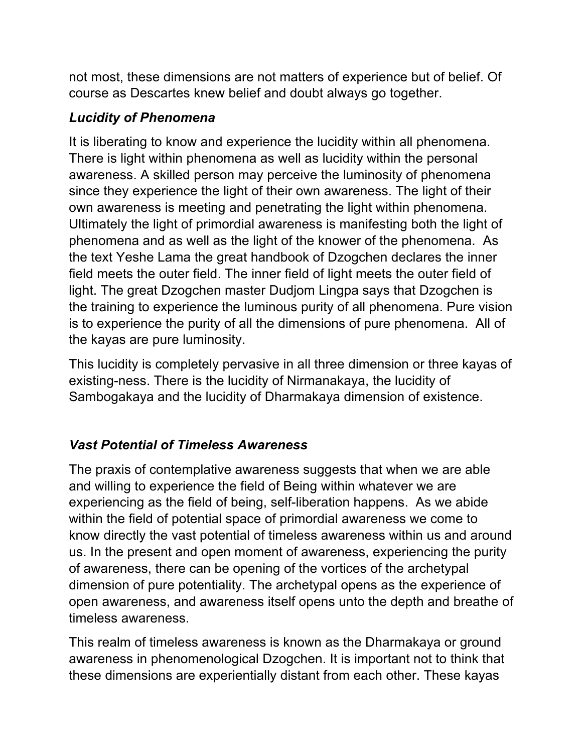not most, these dimensions are not matters of experience but of belief. Of course as Descartes knew belief and doubt always go together.

### *Lucidity of Phenomena*

It is liberating to know and experience the lucidity within all phenomena. There is light within phenomena as well as lucidity within the personal awareness. A skilled person may perceive the luminosity of phenomena since they experience the light of their own awareness. The light of their own awareness is meeting and penetrating the light within phenomena. Ultimately the light of primordial awareness is manifesting both the light of phenomena and as well as the light of the knower of the phenomena. As the text Yeshe Lama the great handbook of Dzogchen declares the inner field meets the outer field. The inner field of light meets the outer field of light. The great Dzogchen master Dudjom Lingpa says that Dzogchen is the training to experience the luminous purity of all phenomena. Pure vision is to experience the purity of all the dimensions of pure phenomena. All of the kayas are pure luminosity.

This lucidity is completely pervasive in all three dimension or three kayas of existing-ness. There is the lucidity of Nirmanakaya, the lucidity of Sambogakaya and the lucidity of Dharmakaya dimension of existence.

### *Vast Potential of Timeless Awareness*

The praxis of contemplative awareness suggests that when we are able and willing to experience the field of Being within whatever we are experiencing as the field of being, self-liberation happens. As we abide within the field of potential space of primordial awareness we come to know directly the vast potential of timeless awareness within us and around us. In the present and open moment of awareness, experiencing the purity of awareness, there can be opening of the vortices of the archetypal dimension of pure potentiality. The archetypal opens as the experience of open awareness, and awareness itself opens unto the depth and breathe of timeless awareness.

This realm of timeless awareness is known as the Dharmakaya or ground awareness in phenomenological Dzogchen. It is important not to think that these dimensions are experientially distant from each other. These kayas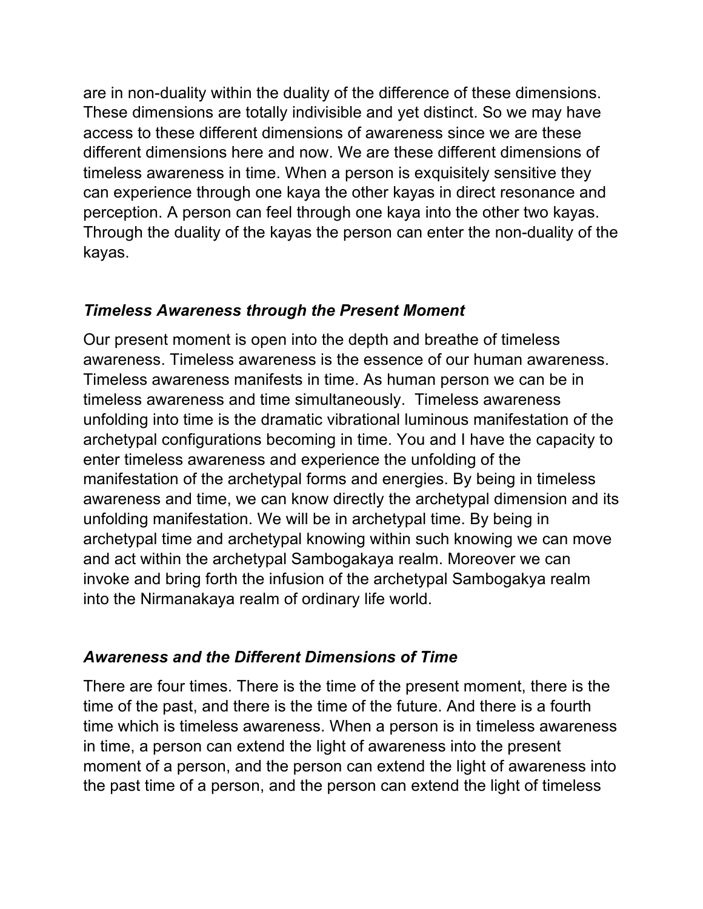are in non-duality within the duality of the difference of these dimensions. These dimensions are totally indivisible and yet distinct. So we may have access to these different dimensions of awareness since we are these different dimensions here and now. We are these different dimensions of timeless awareness in time. When a person is exquisitely sensitive they can experience through one kaya the other kayas in direct resonance and perception. A person can feel through one kaya into the other two kayas. Through the duality of the kayas the person can enter the non-duality of the kayas.

### *Timeless Awareness through the Present Moment*

Our present moment is open into the depth and breathe of timeless awareness. Timeless awareness is the essence of our human awareness. Timeless awareness manifests in time. As human person we can be in timeless awareness and time simultaneously. Timeless awareness unfolding into time is the dramatic vibrational luminous manifestation of the archetypal configurations becoming in time. You and I have the capacity to enter timeless awareness and experience the unfolding of the manifestation of the archetypal forms and energies. By being in timeless awareness and time, we can know directly the archetypal dimension and its unfolding manifestation. We will be in archetypal time. By being in archetypal time and archetypal knowing within such knowing we can move and act within the archetypal Sambogakaya realm. Moreover we can invoke and bring forth the infusion of the archetypal Sambogakya realm into the Nirmanakaya realm of ordinary life world.

### *Awareness and the Different Dimensions of Time*

There are four times. There is the time of the present moment, there is the time of the past, and there is the time of the future. And there is a fourth time which is timeless awareness. When a person is in timeless awareness in time, a person can extend the light of awareness into the present moment of a person, and the person can extend the light of awareness into the past time of a person, and the person can extend the light of timeless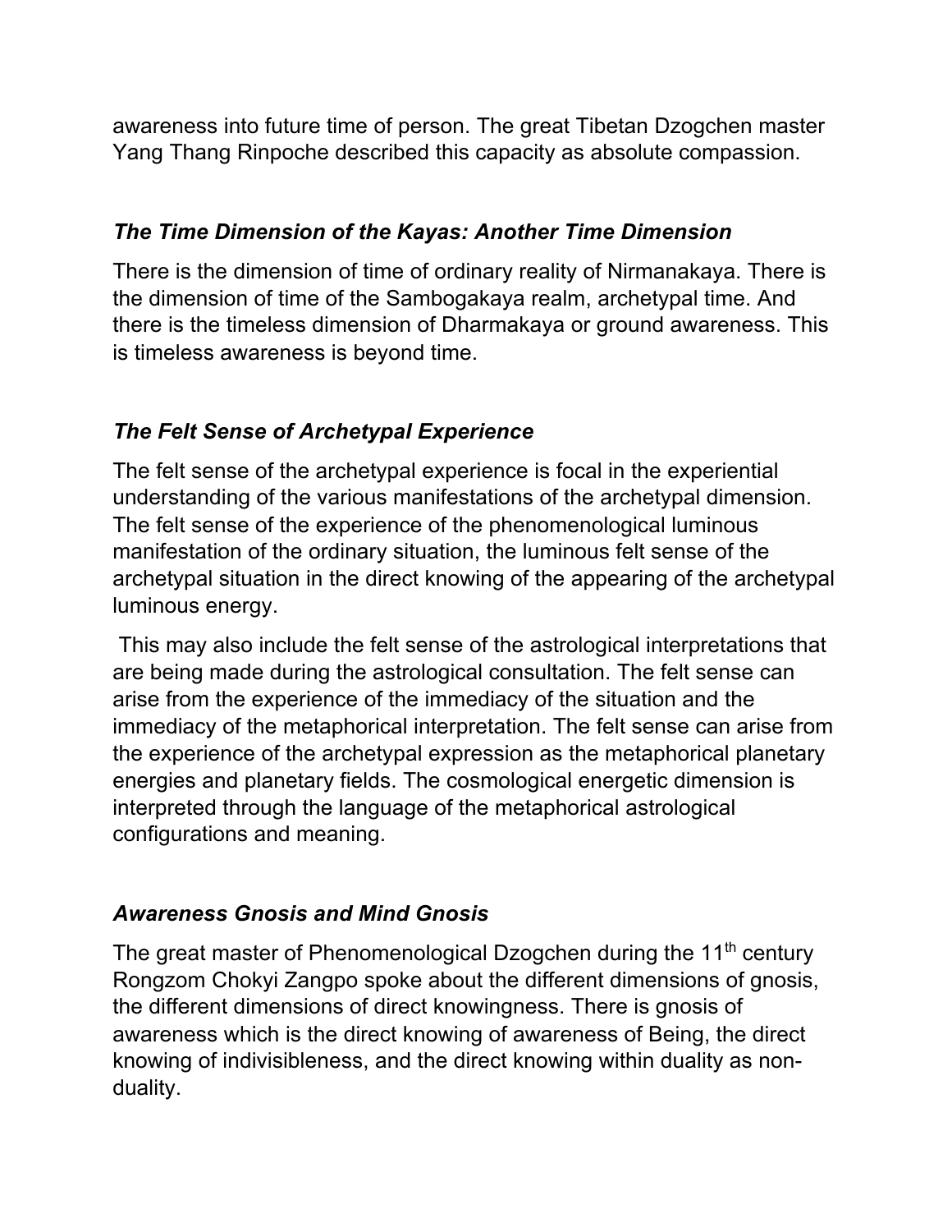awareness into future time of person. The great Tibetan Dzogchen master Yang Thang Rinpoche described this capacity as absolute compassion.

### *The Time Dimension of the Kayas: Another Time Dimension*

There is the dimension of time of ordinary reality of Nirmanakaya. There is the dimension of time of the Sambogakaya realm, archetypal time. And there is the timeless dimension of Dharmakaya or ground awareness. This is timeless awareness is beyond time.

### *The Felt Sense of Archetypal Experience*

The felt sense of the archetypal experience is focal in the experiential understanding of the various manifestations of the archetypal dimension. The felt sense of the experience of the phenomenological luminous manifestation of the ordinary situation, the luminous felt sense of the archetypal situation in the direct knowing of the appearing of the archetypal luminous energy.

This may also include the felt sense of the astrological interpretations that are being made during the astrological consultation. The felt sense can arise from the experience of the immediacy of the situation and the immediacy of the metaphorical interpretation. The felt sense can arise from the experience of the archetypal expression as the metaphorical planetary energies and planetary fields. The cosmological energetic dimension is interpreted through the language of the metaphorical astrological configurations and meaning.

### *Awareness Gnosis and Mind Gnosis*

The great master of Phenomenological Dzogchen during the 11th century Rongzom Chokyi Zangpo spoke about the different dimensions of gnosis, the different dimensions of direct knowingness. There is gnosis of awareness which is the direct knowing of awareness of Being, the direct knowing of indivisibleness, and the direct knowing within duality as non-duality.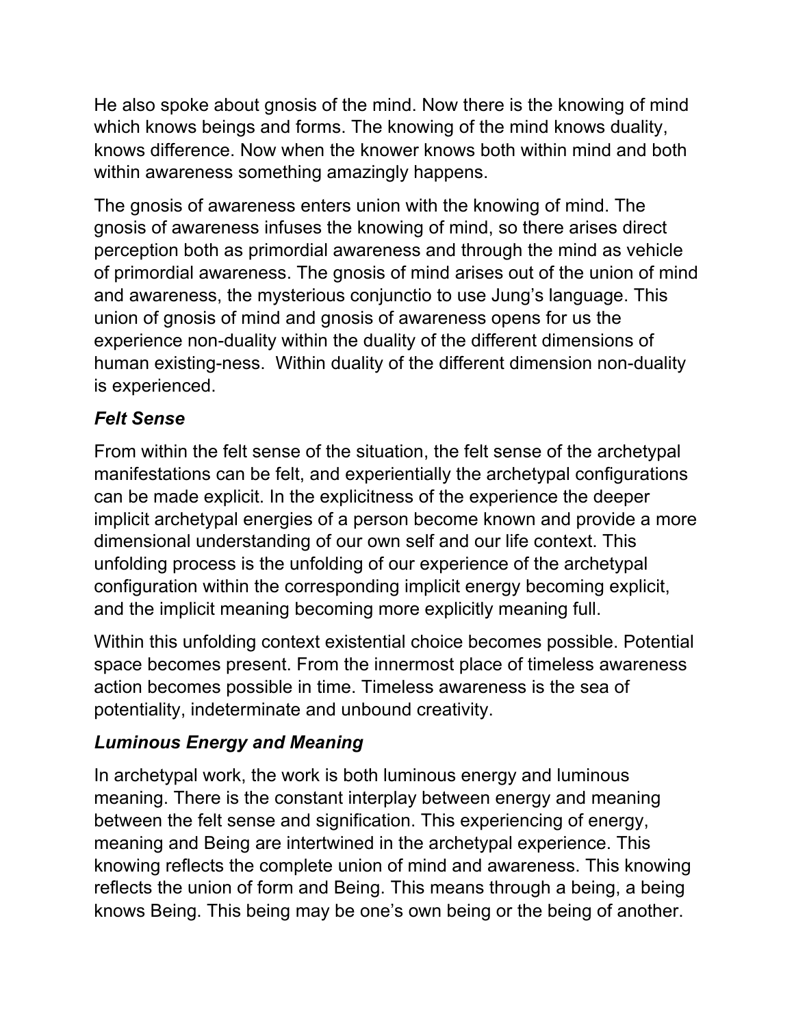He also spoke about gnosis of the mind. Now there is the knowing of mind which knows beings and forms. The knowing of the mind knows duality, knows difference. Now when the knower knows both within mind and both within awareness something amazingly happens.

The gnosis of awareness enters union with the knowing of mind. The gnosis of awareness infuses the knowing of mind, so there arises direct perception both as primordial awareness and through the mind as vehicle of primordial awareness. The gnosis of mind arises out of the union of mind and awareness, the mysterious conjunctio to use Jung's language. This union of gnosis of mind and gnosis of awareness opens for us the experience non-duality within the duality of the different dimensions of human existing-ness. Within duality of the different dimension non-duality is experienced.

### *Felt Sense*

From within the felt sense of the situation, the felt sense of the archetypal manifestations can be felt, and experientially the archetypal configurations can be made explicit. In the explicitness of the experience the deeper implicit archetypal energies of a person become known and provide a more dimensional understanding of our own self and our life context. This unfolding process is the unfolding of our experience of the archetypal configuration within the corresponding implicit energy becoming explicit, and the implicit meaning becoming more explicitly meaning full.

Within this unfolding context existential choice becomes possible. Potential space becomes present. From the innermost place of timeless awareness action becomes possible in time. Timeless awareness is the sea of potentiality, indeterminate and unbound creativity.

### *Luminous Energy and Meaning*

In archetypal work, the work is both luminous energy and luminous meaning. There is the constant interplay between energy and meaning between the felt sense and signification. This experiencing of energy, meaning and Being are intertwined in the archetypal experience. This knowing reflects the complete union of mind and awareness. This knowing reflects the union of form and Being. This means through a being, a being knows Being. This being may be one's own being or the being of another.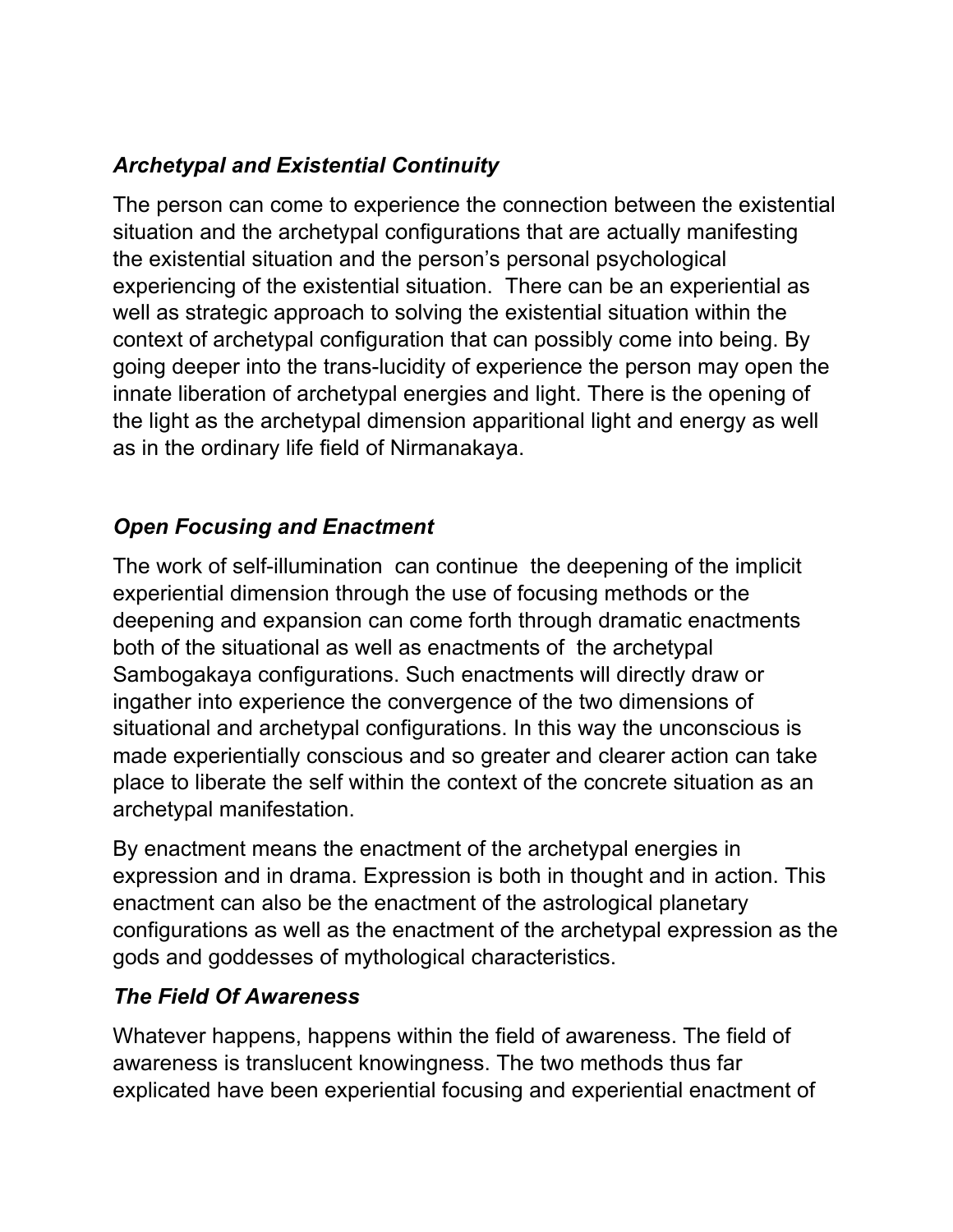### *Archetypal and Existential Continuity*

The person can come to experience the connection between the existential situation and the archetypal configurations that are actually manifesting the existential situation and the person's personal psychological experiencing of the existential situation. There can be an experiential as well as strategic approach to solving the existential situation within the context of archetypal configuration that can possibly come into being. By going deeper into the trans-lucidity of experience the person may open the innate liberation of archetypal energies and light. There is the opening of the light as the archetypal dimension apparitional light and energy as well as in the ordinary life field of Nirmanakaya.

### *Open Focusing and Enactment*

The work of self-illumination can continue the deepening of the implicit experiential dimension through the use of focusing methods or the deepening and expansion can come forth through dramatic enactments both of the situational as well as enactments of the archetypal Sambogakaya configurations. Such enactments will directly draw or ingather into experience the convergence of the two dimensions of situational and archetypal configurations. In this way the unconscious is made experientially conscious and so greater and clearer action can take place to liberate the self within the context of the concrete situation as an archetypal manifestation.

By enactment means the enactment of the archetypal energies in expression and in drama. Expression is both in thought and in action. This enactment can also be the enactment of the astrological planetary configurations as well as the enactment of the archetypal expression as the gods and goddesses of mythological characteristics.

### *The Field Of Awareness*

Whatever happens, happens within the field of awareness. The field of awareness is translucent knowingness. The two methods thus far explicated have been experiential focusing and experiential enactment of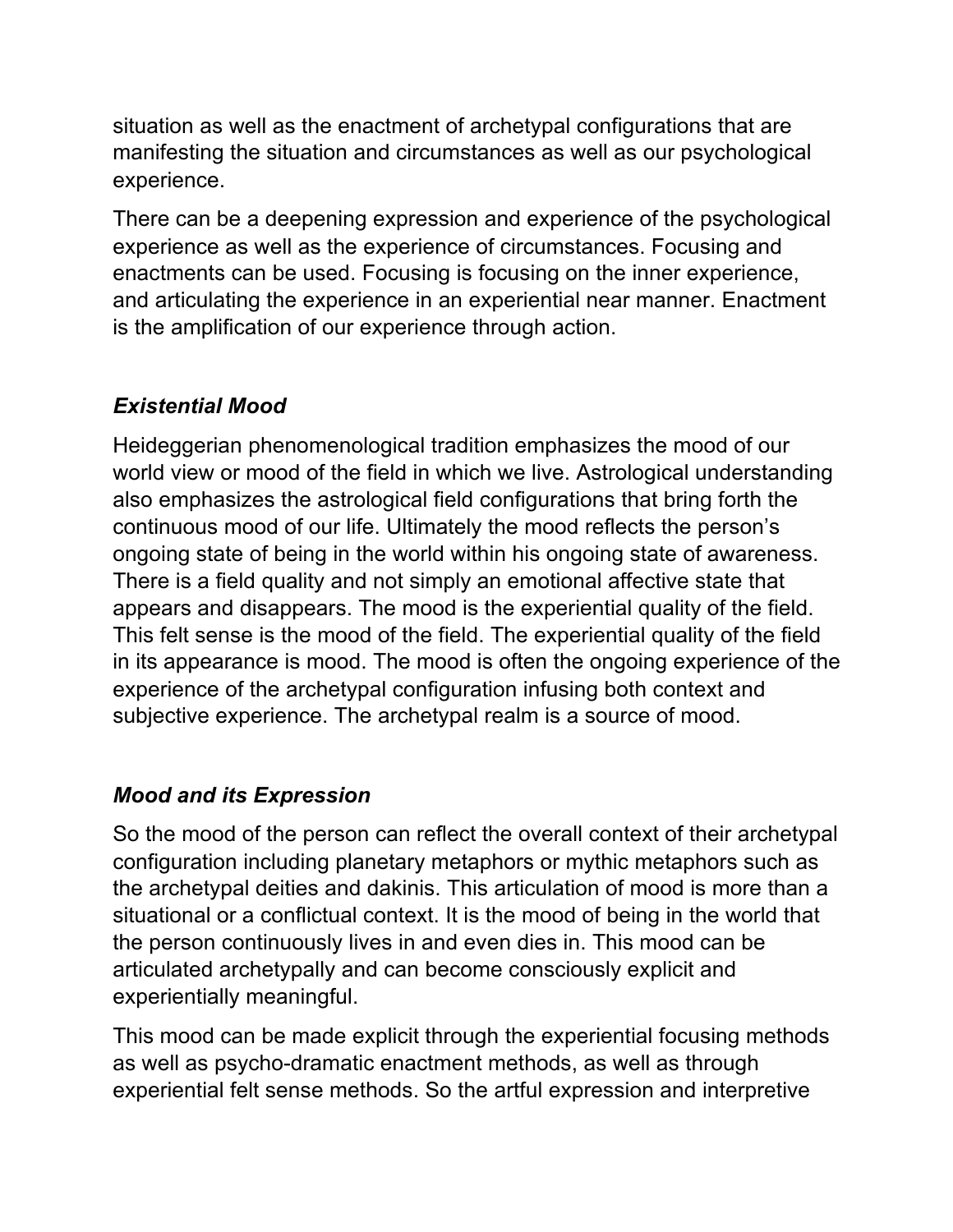situation as well as the enactment of archetypal configurations that are manifesting the situation and circumstances as well as our psychological experience.

There can be a deepening expression and experience of the psychological experience as well as the experience of circumstances. Focusing and enactments can be used. Focusing is focusing on the inner experience, and articulating the experience in an experiential near manner. Enactment is the amplification of our experience through action.

### *Existential Mood*

Heideggerian phenomenological tradition emphasizes the mood of our world view or mood of the field in which we live. Astrological understanding also emphasizes the astrological field configurations that bring forth the continuous mood of our life. Ultimately the mood reflects the person's ongoing state of being in the world within his ongoing state of awareness. There is a field quality and not simply an emotional affective state that appears and disappears. The mood is the experiential quality of the field. This felt sense is the mood of the field. The experiential quality of the field in its appearance is mood. The mood is often the ongoing experience of the experience of the archetypal configuration infusing both context and subjective experience. The archetypal realm is a source of mood.

### *Mood and its Expression*

So the mood of the person can reflect the overall context of their archetypal configuration including planetary metaphors or mythic metaphors such as the archetypal deities and dakinis. This articulation of mood is more than a situational or a conflictual context. It is the mood of being in the world that the person continuously lives in and even dies in. This mood can be articulated archetypally and can become consciously explicit and experientially meaningful.

This mood can be made explicit through the experiential focusing methods as well as psycho-dramatic enactment methods, as well as through experiential felt sense methods. So the artful expression and interpretive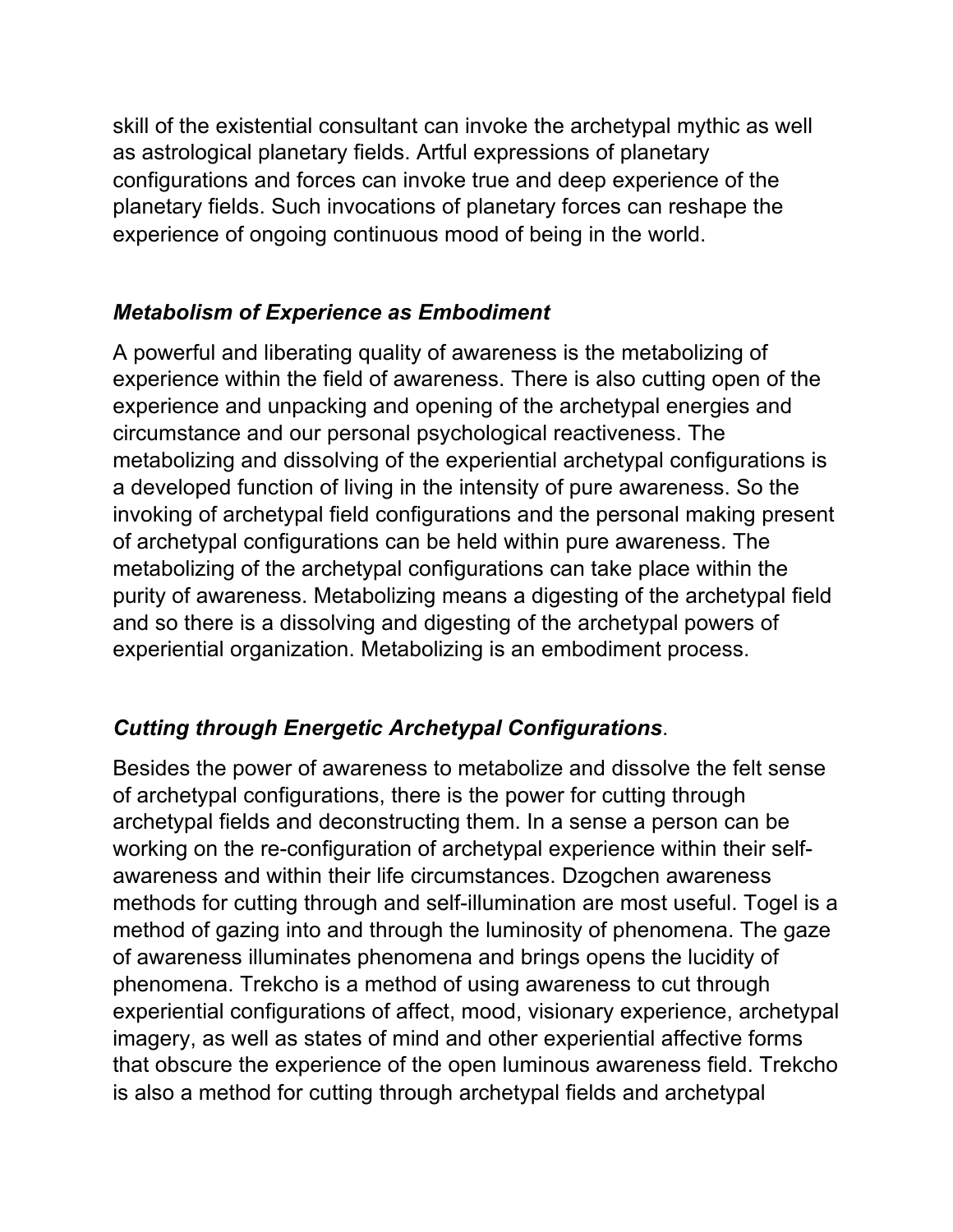skill of the existential consultant can invoke the archetypal mythic as well as astrological planetary fields. Artful expressions of planetary configurations and forces can invoke true and deep experience of the planetary fields. Such invocations of planetary forces can reshape the experience of ongoing continuous mood of being in the world.

### *Metabolism of Experience as Embodiment*

A powerful and liberating quality of awareness is the metabolizing of experience within the field of awareness. There is also cutting open of the experience and unpacking and opening of the archetypal energies and circumstance and our personal psychological reactiveness. The metabolizing and dissolving of the experiential archetypal configurations is a developed function of living in the intensity of pure awareness. So the invoking of archetypal field configurations and the personal making present of archetypal configurations can be held within pure awareness. The metabolizing of the archetypal configurations can take place within the purity of awareness. Metabolizing means a digesting of the archetypal field and so there is a dissolving and digesting of the archetypal powers of experiential organization. Metabolizing is an embodiment process.

### *Cutting through Energetic Archetypal Configurations*.

Besides the power of awareness to metabolize and dissolve the felt sense of archetypal configurations, there is the power for cutting through archetypal fields and deconstructing them. In a sense a person can be working on the re-configuration of archetypal experience within their self-awareness and within their life circumstances. Dzogchen awareness methods for cutting through and self-illumination are most useful. Togel is a method of gazing into and through the luminosity of phenomena. The gaze of awareness illuminates phenomena and brings opens the lucidity of phenomena. Trekcho is a method of using awareness to cut through experiential configurations of affect, mood, visionary experience, archetypal imagery, as well as states of mind and other experiential affective forms that obscure the experience of the open luminous awareness field. Trekcho is also a method for cutting through archetypal fields and archetypal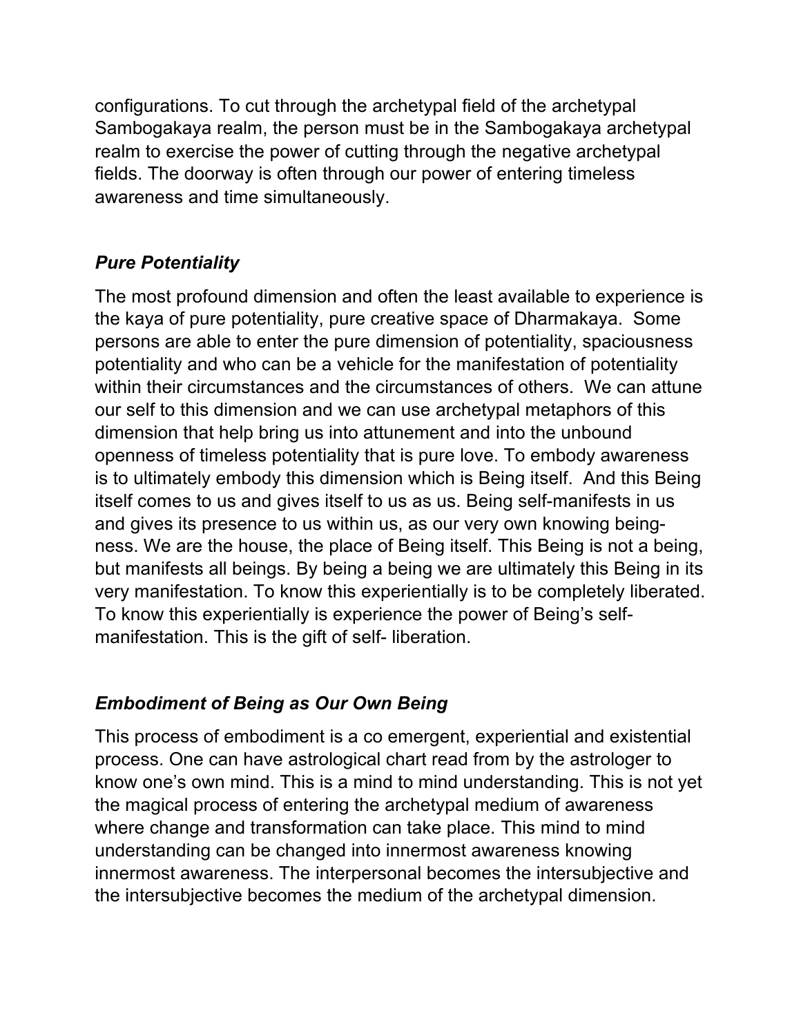configurations. To cut through the archetypal field of the archetypal Sambogakaya realm, the person must be in the Sambogakaya archetypal realm to exercise the power of cutting through the negative archetypal fields. The doorway is often through our power of entering timeless awareness and time simultaneously.

### *Pure Potentiality*

The most profound dimension and often the least available to experience is the kaya of pure potentiality, pure creative space of Dharmakaya. Some persons are able to enter the pure dimension of potentiality, spaciousness potentiality and who can be a vehicle for the manifestation of potentiality within their circumstances and the circumstances of others. We can attune our self to this dimension and we can use archetypal metaphors of this dimension that help bring us into attunement and into the unbound openness of timeless potentiality that is pure love. To embody awareness is to ultimately embody this dimension which is Being itself. And this Being itself comes to us and gives itself to us as us. Being self-manifests in us and gives its presence to us within us, as our very own knowing being-ness. We are the house, the place of Being itself. This Being is not a being, but manifests all beings. By being a being we are ultimately this Being in its very manifestation. To know this experientially is to be completely liberated. To know this experientially is experience the power of Being's self-manifestation. This is the gift of self- liberation.

### *Embodiment of Being as Our Own Being*

This process of embodiment is a co emergent, experiential and existential process. One can have astrological chart read from by the astrologer to know one's own mind. This is a mind to mind understanding. This is not yet the magical process of entering the archetypal medium of awareness where change and transformation can take place. This mind to mind understanding can be changed into innermost awareness knowing innermost awareness. The interpersonal becomes the intersubjective and the intersubjective becomes the medium of the archetypal dimension.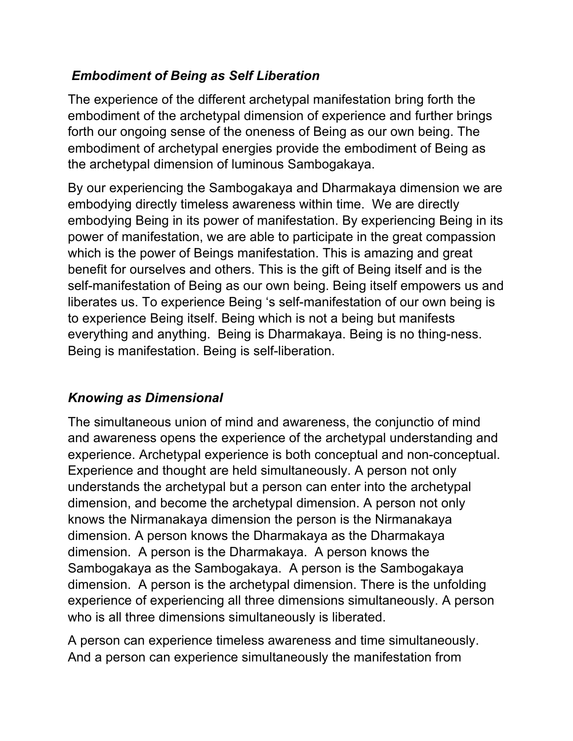### *Embodiment of Being as Self Liberation*

The experience of the different archetypal manifestation bring forth the embodiment of the archetypal dimension of experience and further brings forth our ongoing sense of the oneness of Being as our own being. The embodiment of archetypal energies provide the embodiment of Being as the archetypal dimension of luminous Sambogakaya.

By our experiencing the Sambogakaya and Dharmakaya dimension we are embodying directly timeless awareness within time. We are directly embodying Being in its power of manifestation. By experiencing Being in its power of manifestation, we are able to participate in the great compassion which is the power of Beings manifestation. This is amazing and great benefit for ourselves and others. This is the gift of Being itself and is the self-manifestation of Being as our own being. Being itself empowers us and liberates us. To experience Being 's self-manifestation of our own being is to experience Being itself. Being which is not a being but manifests everything and anything. Being is Dharmakaya. Being is no thing-ness. Being is manifestation. Being is self-liberation.

### *Knowing as Dimensional*

The simultaneous union of mind and awareness, the conjunctio of mind and awareness opens the experience of the archetypal understanding and experience. Archetypal experience is both conceptual and non-conceptual. Experience and thought are held simultaneously. A person not only understands the archetypal but a person can enter into the archetypal dimension, and become the archetypal dimension. A person not only knows the Nirmanakaya dimension the person is the Nirmanakaya dimension. A person knows the Dharmakaya as the Dharmakaya dimension. A person is the Dharmakaya. A person knows the Sambogakaya as the Sambogakaya. A person is the Sambogakaya dimension. A person is the archetypal dimension. There is the unfolding experience of experiencing all three dimensions simultaneously. A person who is all three dimensions simultaneously is liberated.

A person can experience timeless awareness and time simultaneously. And a person can experience simultaneously the manifestation from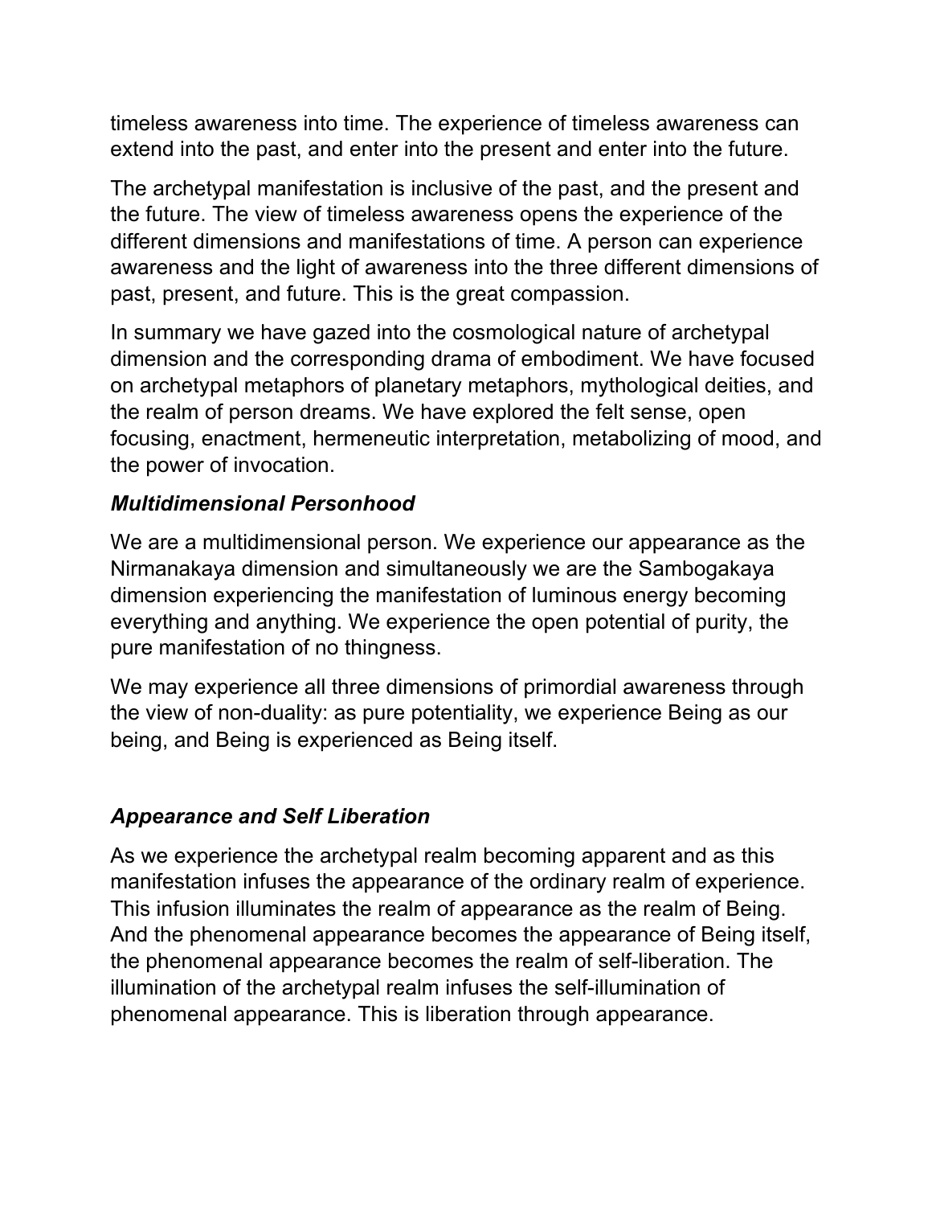timeless awareness into time. The experience of timeless awareness can extend into the past, and enter into the present and enter into the future.

The archetypal manifestation is inclusive of the past, and the present and the future. The view of timeless awareness opens the experience of the different dimensions and manifestations of time. A person can experience awareness and the light of awareness into the three different dimensions of past, present, and future. This is the great compassion.

In summary we have gazed into the cosmological nature of archetypal dimension and the corresponding drama of embodiment. We have focused on archetypal metaphors of planetary metaphors, mythological deities, and the realm of person dreams. We have explored the felt sense, open focusing, enactment, hermeneutic interpretation, metabolizing of mood, and the power of invocation.

### *Multidimensional Personhood*

We are a multidimensional person. We experience our appearance as the Nirmanakaya dimension and simultaneously we are the Sambogakaya dimension experiencing the manifestation of luminous energy becoming everything and anything. We experience the open potential of purity, the pure manifestation of no thingness.

We may experience all three dimensions of primordial awareness through the view of non-duality: as pure potentiality, we experience Being as our being, and Being is experienced as Being itself.

### *Appearance and Self Liberation*

As we experience the archetypal realm becoming apparent and as this manifestation infuses the appearance of the ordinary realm of experience. This infusion illuminates the realm of appearance as the realm of Being. And the phenomenal appearance becomes the appearance of Being itself, the phenomenal appearance becomes the realm of self-liberation. The illumination of the archetypal realm infuses the self-illumination of phenomenal appearance. This is liberation through appearance.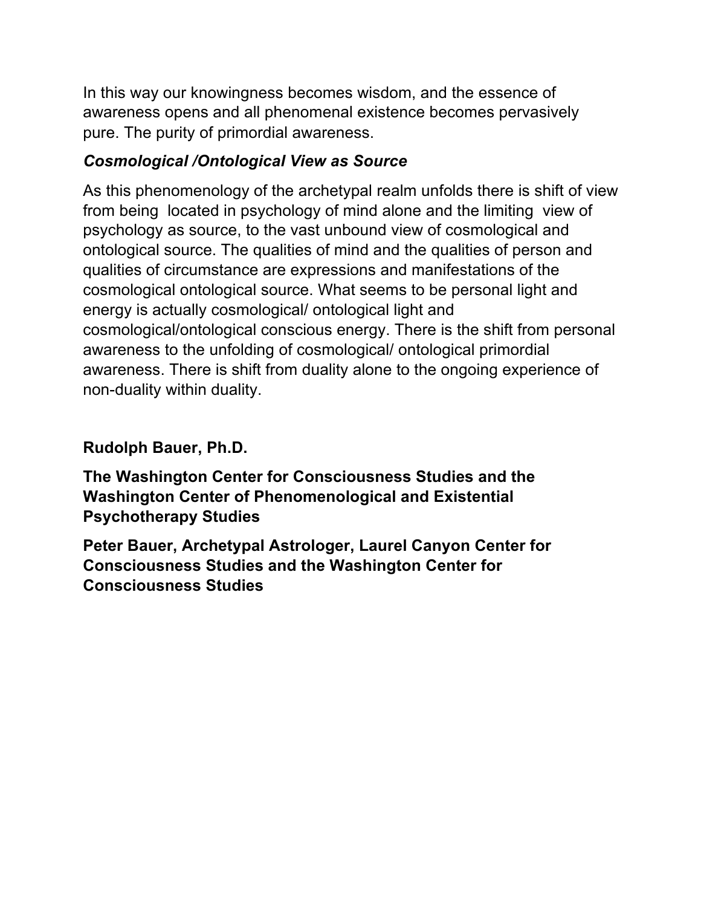In this way our knowingness becomes wisdom, and the essence of awareness opens and all phenomenal existence becomes pervasively pure. The purity of primordial awareness.

### *Cosmological /Ontological View as Source*

As this phenomenology of the archetypal realm unfolds there is shift of view from being located in psychology of mind alone and the limiting view of psychology as source, to the vast unbound view of cosmological and ontological source. The qualities of mind and the qualities of person and qualities of circumstance are expressions and manifestations of the cosmological ontological source. What seems to be personal light and energy is actually cosmological/ ontological light and cosmological/ontological conscious energy. There is the shift from personal awareness to the unfolding of cosmological/ ontological primordial awareness. There is shift from duality alone to the ongoing experience of non-duality within duality.

**Rudolph Bauer, Ph.D.**

**The Washington Center for Consciousness Studies and the Washington Center of Phenomenological and Existential Psychotherapy Studies**

**Peter Bauer, Archetypal Astrologer, Laurel Canyon Center for Consciousness Studies and the Washington Center for Consciousness Studies**